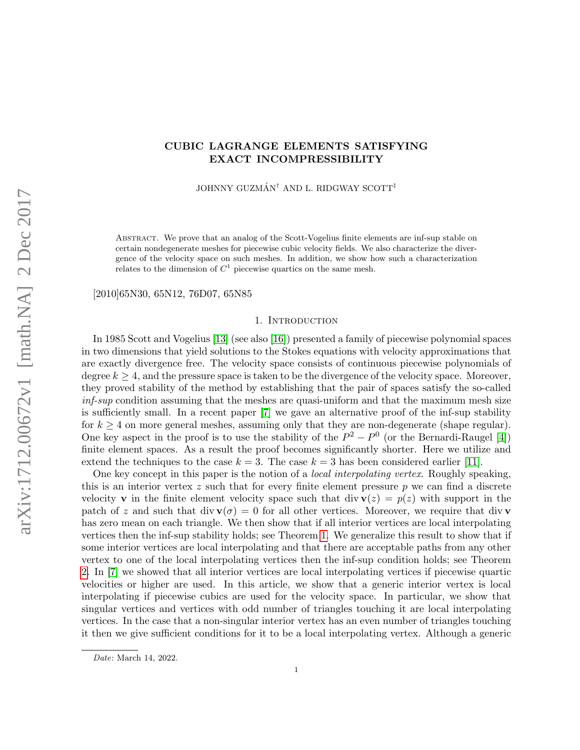# CUBIC LAGRANGE ELEMENTS SATISFYING EXACT INCOMPRESSIBILITY

JOHNNY GUZMÁN[†] AND L. RIDGWAY SCOTT[‡]

Abstract. We prove that an analog of the Scott-Vogelius finite elements are inf-sup stable on certain nondegenerate meshes for piecewise cubic velocity fields. We also characterize the divergence of the velocity space on such meshes. In addition, we show how such a characterization relates to the dimension of $C^1$ piecewise quartics on the same mesh.

[2010]65N30, 65N12, 76D07, 65N85

## 1. Introduction

In 1985 Scott and Vogelius [13] (see also [16]) presented a family of piecewise polynomial spaces in two dimensions that yield solutions to the Stokes equations with velocity approximations that are exactly divergence free. The velocity space consists of continuous piecewise polynomials of degree $k \geq 4$, and the pressure space is taken to be the divergence of the velocity space. Moreover, they proved stability of the method by establishing that the pair of spaces satisfy the so-called *inf-sup* condition assuming that the meshes are quasi-uniform and that the maximum mesh size is sufficiently small. In a recent paper [7] we gave an alternative proof of the inf-sup stability for $k \geq 4$ on more general meshes, assuming only that they are non-degenerate (shape regular). One key aspect in the proof is to use the stability of the $P^2 - P^0$ (or the Bernardi-Raugel [4]) finite element spaces. As a result the proof becomes significantly shorter. Here we utilize and extend the techniques to the case $k = 3$. The case $k = 3$ has been considered earlier [11].

One key concept in this paper is the notion of a *local interpolating vertex*. Roughly speaking, this is an interior vertex $z$ such that for every finite element pressure $p$ we can find a discrete velocity $\mathbf{v}$ in the finite element velocity space such that $\operatorname{div} \mathbf{v}(z) = p(z)$ with support in the patch of $z$ and such that $\operatorname{div} \mathbf{v}(\sigma) = 0$ for all other vertices. Moreover, we require that $\operatorname{div} \mathbf{v}$ has zero mean on each triangle. We then show that if all interior vertices are local interpolating vertices then the inf-sup stability holds; see Theorem 1. We generalize this result to show that if some interior vertices are local interpolating and that there are acceptable paths from any other vertex to one of the local interpolating vertices then the inf-sup condition holds; see Theorem 2. In [7] we showed that all interior vertices are local interpolating vertices if piecewise quartic velocities or higher are used. In this article, we show that a generic interior vertex is local interpolating if piecewise cubics are used for the velocity space. In particular, we show that singular vertices and vertices with odd number of triangles touching it are local interpolating vertices. In the case that a non-singular interior vertex has an even number of triangles touching it then we give sufficient conditions for it to be a local interpolating vertex. Although a generic

*Date*: March 14, 2022.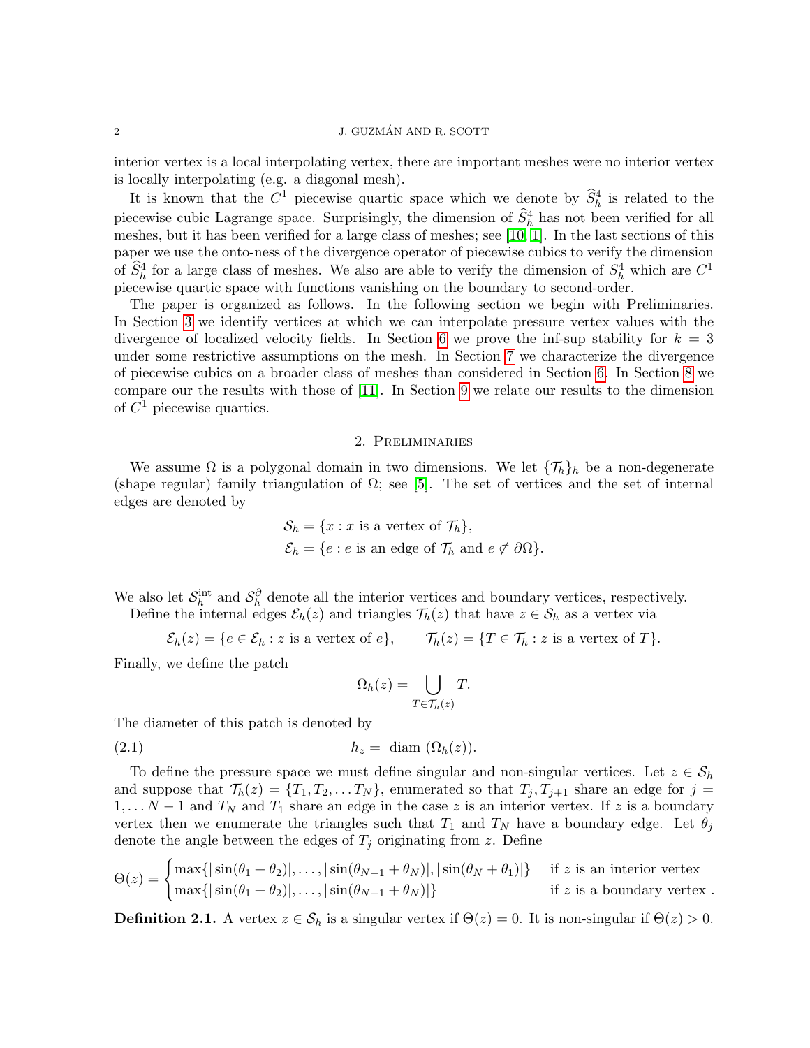interior vertex is a local interpolating vertex, there are important meshes were no interior vertex is locally interpolating (e.g. a diagonal mesh).

It is known that the $C^1$ piecewise quartic space which we denote by $\widehat{S}_h^4$ is related to the piecewise cubic Lagrange space. Surprisingly, the dimension of $\widehat{S}_h^4$ has not been verified for all meshes, but it has been verified for a large class of meshes; see [10, 1]. In the last sections of this paper we use the onto-ness of the divergence operator of piecewise cubics to verify the dimension of $\widehat{S}_h^4$ for a large class of meshes. We also are able to verify the dimension of $S_h^4$ which are $C^1$ piecewise quartic space with functions vanishing on the boundary to second-order.

The paper is organized as follows. In the following section we begin with Preliminaries. In Section 3 we identify vertices at which we can interpolate pressure vertex values with the divergence of localized velocity fields. In Section 6 we prove the inf-sup stability for $k = 3$ under some restrictive assumptions on the mesh. In Section 7 we characterize the divergence of piecewise cubics on a broader class of meshes than considered in Section 6. In Section 8 we compare our the results with those of [11]. In Section 9 we relate our results to the dimension of $C^1$ piecewise quartics.

## 2. Preliminaries

We assume $\Omega$ is a polygonal domain in two dimensions. We let $\{\mathcal{T}_h\}_h$ be a non-degenerate (shape regular) family triangulation of $\Omega$; see [5]. The set of vertices and the set of internal edges are denoted by

$$\mathcal{S}_h = \{x : x \text{ is a vertex of } \mathcal{T}_h\},$$
$$\mathcal{E}_h = \{e : e \text{ is an edge of } \mathcal{T}_h \text{ and } e \not\subset \partial\Omega\}.$$

We also let $\mathcal{S}_h^{\text{int}}$ and $\mathcal{S}_h^{\partial}$ denote all the interior vertices and boundary vertices, respectively.

Define the internal edges $\mathcal{E}_h(z)$ and triangles $\mathcal{T}_h(z)$ that have $z \in \mathcal{S}_h$ as a vertex via

$$\mathcal{E}_h(z) = \{e \in \mathcal{E}_h : z \text{ is a vertex of } e\}, \qquad \mathcal{T}_h(z) = \{T \in \mathcal{T}_h : z \text{ is a vertex of } T\}.$$

Finally, we define the patch

$$\Omega_h(z) = \bigcup_{T \in \mathcal{T}_h(z)} T.$$

The diameter of this patch is denoted by

$$h_z = \text{ diam } (\Omega_h(z)). \tag{2.1}$$

To define the pressure space we must define singular and non-singular vertices. Let $z \in \mathcal{S}_h$ and suppose that $\mathcal{T}_h(z) = \{T_1, T_2, \dots T_N\}$, enumerated so that $T_j, T_{j+1}$ share an edge for $j = 1, \dots N-1$ and $T_N$ and $T_1$ share an edge in the case $z$ is an interior vertex. If $z$ is a boundary vertex then we enumerate the triangles such that $T_1$ and $T_N$ have a boundary edge. Let $\theta_j$ denote the angle between the edges of $T_j$ originating from $z$. Define

$$\Theta(z) = \begin{cases} \max\{|\sin(\theta_1 + \theta_2)|, \dots, |\sin(\theta_{N-1} + \theta_N)|, |\sin(\theta_N + \theta_1)|\} & \text{if } z \text{ is an interior vertex} \\ \max\{|\sin(\theta_1 + \theta_2)|, \dots, |\sin(\theta_{N-1} + \theta_N)|\} & \text{if } z \text{ is a boundary vertex .} \end{cases}$$

**Definition 2.1.** A vertex $z \in \mathcal{S}_h$ is a singular vertex if $\Theta(z) = 0$. It is non-singular if $\Theta(z) > 0$.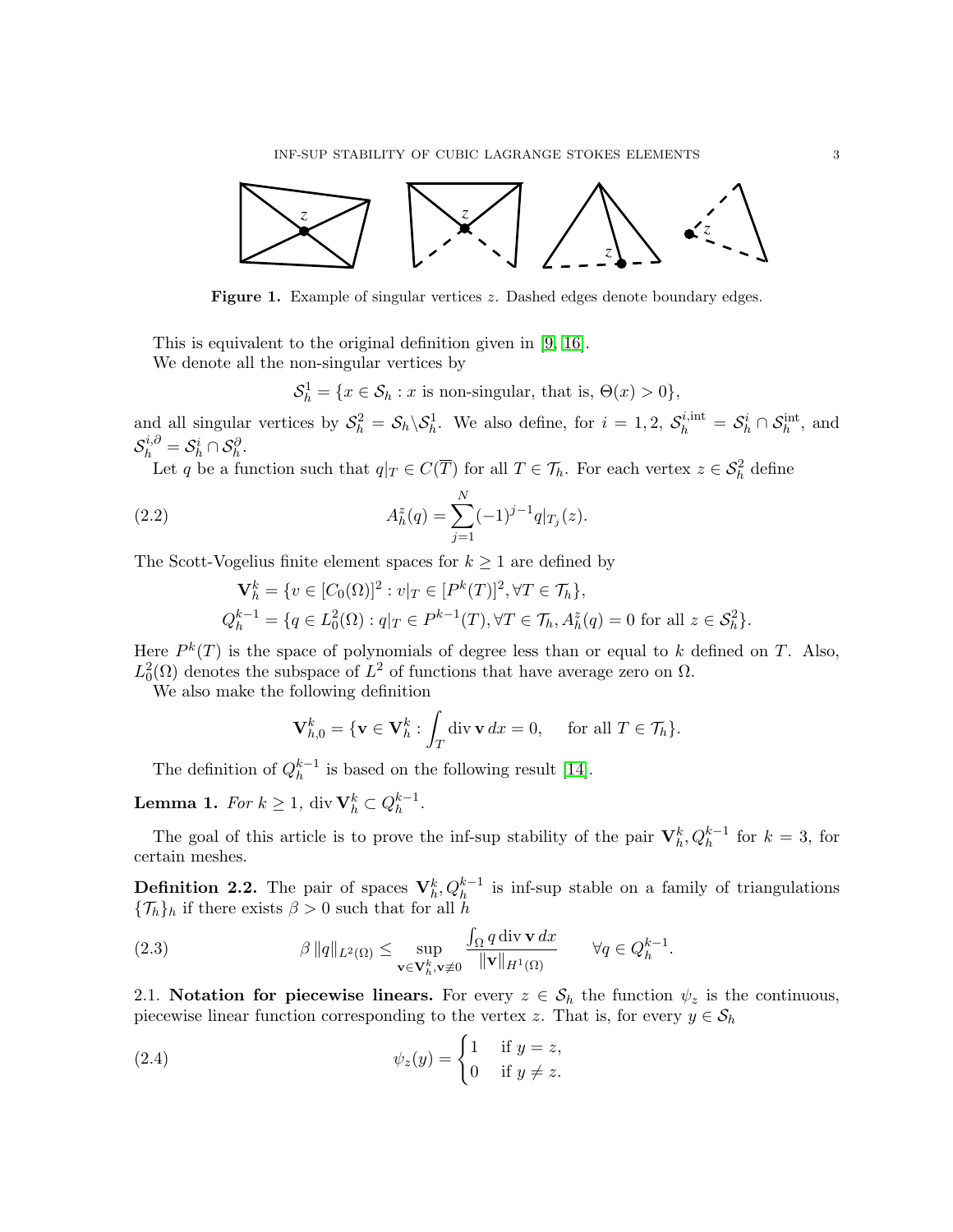**Figure 1.** Example of singular vertices $z$. Dashed edges denote boundary edges.

This is equivalent to the original definition given in [9, 16].

We denote all the non-singular vertices by

$$\mathcal{S}_h^1 = \{x \in \mathcal{S}_h : x \text{ is non-singular, that is, } \Theta(x) > 0\},$$

and all singular vertices by $\mathcal{S}_h^2 = \mathcal{S}_h \backslash \mathcal{S}_h^1$. We also define, for $i = 1, 2$, $\mathcal{S}_h^{i,\text{int}} = \mathcal{S}_h^i \cap \mathcal{S}_h^{\text{int}}$, and $\mathcal{S}_h^{i,\partial} = \mathcal{S}_h^i \cap \mathcal{S}_h^{\partial}$.

Let $q$ be a function such that $q|_T \in C(\overline{T})$ for all $T \in \mathcal{T}_h$. For each vertex $z \in \mathcal{S}_h^2$ define

$$A_h^z(q) = \sum_{j=1}^{N} (-1)^{j-1} q|_{T_j}(z). \tag{2.2}$$

The Scott-Vogelius finite element spaces for $k \geq 1$ are defined by

$$\mathbf{V}_h^k = \{v \in [C_0(\Omega)]^2 : v|_T \in [P^k(T)]^2, \forall T \in \mathcal{T}_h\},$$
$$Q_h^{k-1} = \{q \in L_0^2(\Omega) : q|_T \in P^{k-1}(T), \forall T \in \mathcal{T}_h, A_h^z(q) = 0 \text{ for all } z \in \mathcal{S}_h^2\}.$$

Here $P^k(T)$ is the space of polynomials of degree less than or equal to $k$ defined on $T$. Also, $L_0^2(\Omega)$ denotes the subspace of $L^2$ of functions that have average zero on $\Omega$.

We also make the following definition

$$\mathbf{V}_{h,0}^k = \{\mathbf{v} \in \mathbf{V}_h^k : \int_T \operatorname{div} \mathbf{v} \, dx = 0, \quad \text{for all } T \in \mathcal{T}_h\}.$$

The definition of $Q_h^{k-1}$ is based on the following result [14].

**Lemma 1.** *For $k \geq 1$, $\operatorname{div} \mathbf{V}_h^k \subset Q_h^{k-1}$.*

The goal of this article is to prove the inf-sup stability of the pair $\mathbf{V}_h^k, Q_h^{k-1}$ for $k = 3$, for certain meshes.

**Definition 2.2.** The pair of spaces $\mathbf{V}_h^k, Q_h^{k-1}$ is inf-sup stable on a family of triangulations $\{\mathcal{T}_h\}_h$ if there exists $\beta > 0$ such that for all $h$

$$\beta \|q\|_{L^2(\Omega)} \leq \sup_{\mathbf{v} \in \mathbf{V}_h^k, \mathbf{v} \neq 0} \frac{\int_\Omega q \operatorname{div} \mathbf{v} \, dx}{\|\mathbf{v}\|_{H^1(\Omega)}} \qquad \forall q \in Q_h^{k-1}. \tag{2.3}$$

2.1. **Notation for piecewise linears.** For every $z \in \mathcal{S}_h$ the function $\psi_z$ is the continuous, piecewise linear function corresponding to the vertex $z$. That is, for every $y \in \mathcal{S}_h$

$$\psi_z(y) = \begin{cases} 1 & \text{if } y = z, \\ 0 & \text{if } y \neq z. \end{cases} \tag{2.4}$$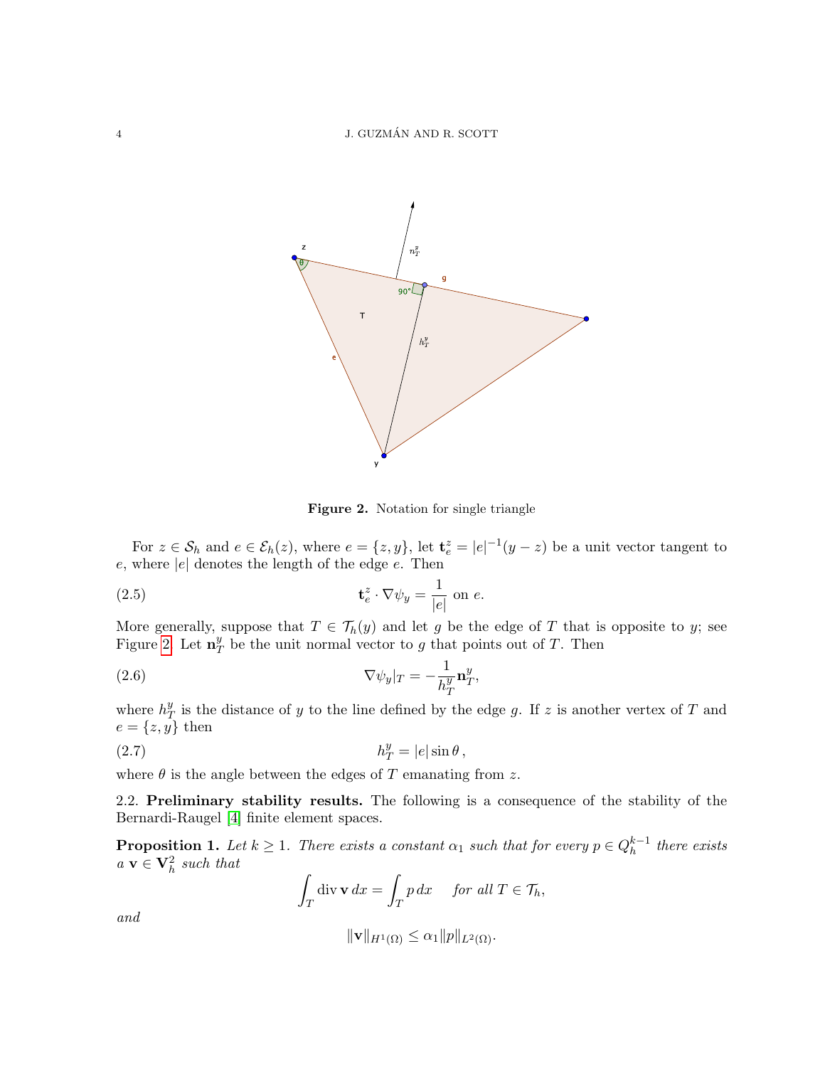**Figure 2.** Notation for single triangle

For $z \in \mathcal{S}_h$ and $e \in \mathcal{E}_h(z)$, where $e = \{z, y\}$, let $\mathbf{t}_e^z = |e|^{-1}(y - z)$ be a unit vector tangent to $e$, where $|e|$ denotes the length of the edge $e$. Then

$$\mathbf{t}_e^z \cdot \nabla \psi_y = \frac{1}{|e|} \text{ on } e. \tag{2.5}$$

More generally, suppose that $T \in \mathcal{T}_h(y)$ and let $g$ be the edge of $T$ that is opposite to $y$; see Figure 2. Let $\mathbf{n}_T^y$ be the unit normal vector to $g$ that points out of $T$. Then

$$\nabla \psi_y|_T = -\frac{1}{h_T^y} \mathbf{n}_T^y, \tag{2.6}$$

where $h_T^y$ is the distance of $y$ to the line defined by the edge $g$. If $z$ is another vertex of $T$ and $e = \{z, y\}$ then

$$h_T^y = |e| \sin\theta\,, \tag{2.7}$$

where $\theta$ is the angle between the edges of $T$ emanating from $z$.

2.2. **Preliminary stability results.** The following is a consequence of the stability of the Bernardi-Raugel [4] finite element spaces.

**Proposition 1.** *Let $k \geq 1$. There exists a constant $\alpha_1$ such that for every $p \in Q_h^{k-1}$ there exists a $\mathbf{v} \in \mathbf{V}_h^2$ such that*

$$\int_T \operatorname{div} \mathbf{v}\, dx = \int_T p\, dx \quad \text{ for all } T \in \mathcal{T}_h,$$

*and*

$$\|\mathbf{v}\|_{H^1(\Omega)} \leq \alpha_1 \|p\|_{L^2(\Omega)}.$$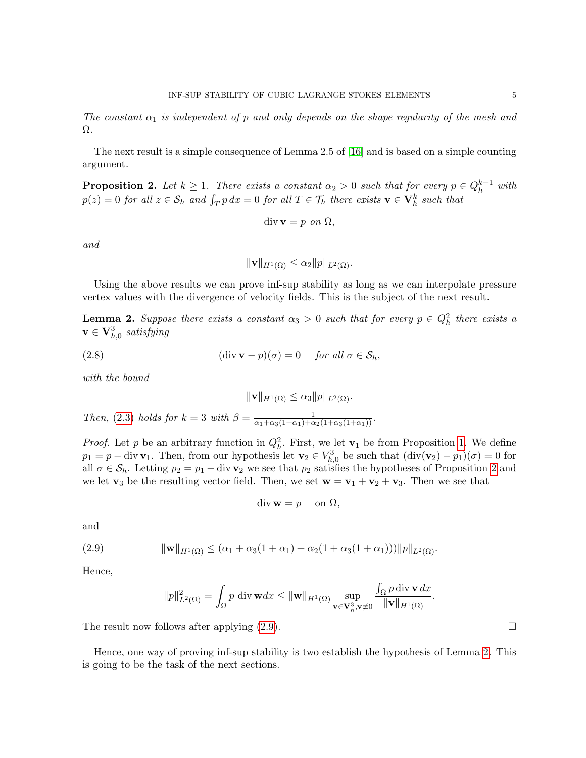*The constant $\alpha_1$ is independent of $p$ and only depends on the shape regularity of the mesh and $\Omega$.*

The next result is a simple consequence of Lemma 2.5 of [16] and is based on a simple counting argument.

**Proposition 2.** *Let $k \geq 1$. There exists a constant $\alpha_2 > 0$ such that for every $p \in Q_h^{k-1}$ with $p(z) = 0$ for all $z \in \mathcal{S}_h$ and $\int_T p \, dx = 0$ for all $T \in \mathcal{T}_h$ there exists $\mathbf{v} \in \mathbf{V}_h^k$ such that*

$$\operatorname{div} \mathbf{v} = p \ \text{ on } \Omega,$$

*and*

$$\|\mathbf{v}\|_{H^1(\Omega)} \leq \alpha_2 \|p\|_{L^2(\Omega)}.$$

Using the above results we can prove inf-sup stability as long as we can interpolate pressure vertex values with the divergence of velocity fields. This is the subject of the next result.

**Lemma 2.** *Suppose there exists a constant $\alpha_3 > 0$ such that for every $p \in Q_h^2$ there exists a $\mathbf{v} \in \mathbf{V}_{h,0}^3$ satisfying*

$$(\operatorname{div} \mathbf{v} - p)(\sigma) = 0 \quad \text{for all } \sigma \in \mathcal{S}_h, \tag{2.8}$$

*with the bound*

$$\|\mathbf{v}\|_{H^1(\Omega)} \leq \alpha_3 \|p\|_{L^2(\Omega)}.$$

*Then, (2.3) holds for $k = 3$ with $\beta = \frac{1}{\alpha_1 + \alpha_3(1+\alpha_1) + \alpha_2(1+\alpha_3(1+\alpha_1))}$.*

*Proof.* Let $p$ be an arbitrary function in $Q_h^2$. First, we let $\mathbf{v}_1$ be from Proposition 1. We define $p_1 = p - \operatorname{div} \mathbf{v}_1$. Then, from our hypothesis let $\mathbf{v}_2 \in V_{h,0}^3$ be such that $(\operatorname{div}(\mathbf{v}_2) - p_1)(\sigma) = 0$ for all $\sigma \in \mathcal{S}_h$. Letting $p_2 = p_1 - \operatorname{div} \mathbf{v}_2$ we see that $p_2$ satisfies the hypotheses of Proposition 2 and we let $\mathbf{v}_3$ be the resulting vector field. Then, we set $\mathbf{w} = \mathbf{v}_1 + \mathbf{v}_2 + \mathbf{v}_3$. Then we see that

$$\operatorname{div} \mathbf{w} = p \quad \text{ on } \Omega,$$

and

$$\|\mathbf{w}\|_{H^1(\Omega)} \leq (\alpha_1 + \alpha_3(1+\alpha_1) + \alpha_2(1+\alpha_3(1+\alpha_1)))\|p\|_{L^2(\Omega)}. \tag{2.9}$$

Hence,

$$\|p\|_{L^2(\Omega)}^2 = \int_\Omega p \, \operatorname{div} \mathbf{w} dx \leq \|\mathbf{w}\|_{H^1(\Omega)} \sup_{\mathbf{v} \in \mathbf{V}_h^3, \mathbf{v} \neq 0} \frac{\int_\Omega p \operatorname{div} \mathbf{v} \, dx}{\|\mathbf{v}\|_{H^1(\Omega)}}.$$

The result now follows after applying (2.9). $\square$

Hence, one way of proving inf-sup stability is two establish the hypothesis of Lemma 2. This is going to be the task of the next sections.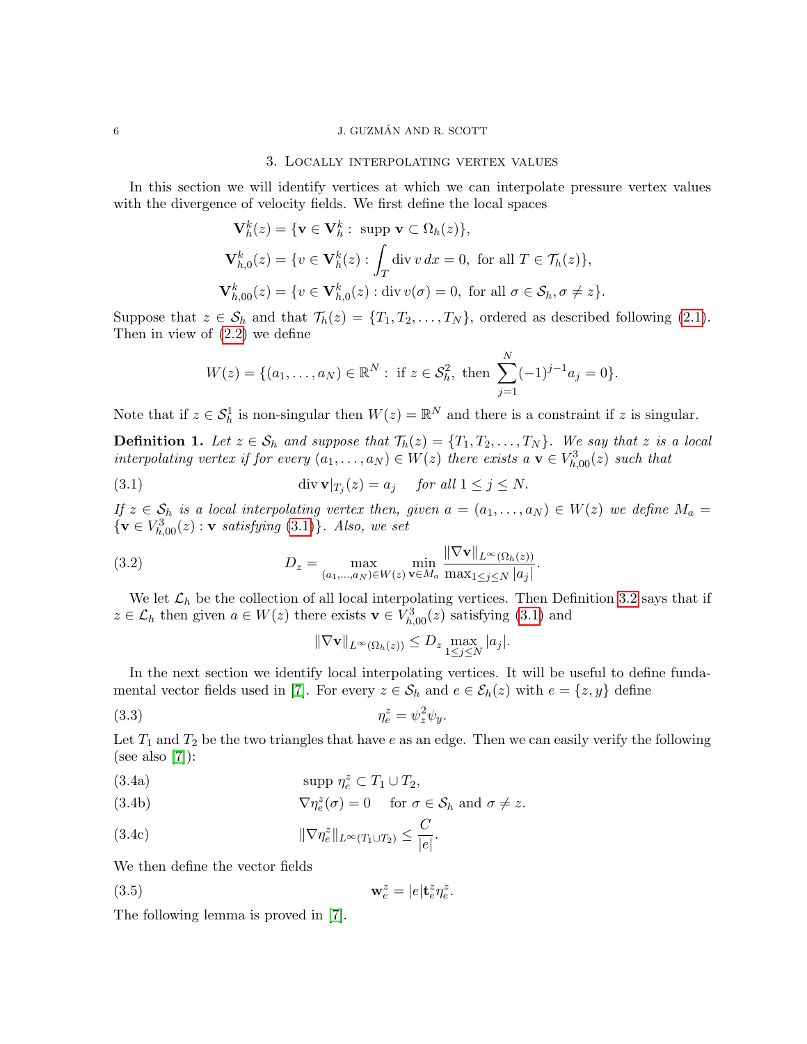## 3. Locally interpolating vertex values

In this section we will identify vertices at which we can interpolate pressure vertex values with the divergence of velocity fields. We first define the local spaces

$$\mathbf{V}_h^k(z) = \{\mathbf{v} \in \mathbf{V}_h^k : \ \text{supp}\ \mathbf{v} \subset \Omega_h(z)\},$$

$$\mathbf{V}_{h,0}^k(z) = \{v \in \mathbf{V}_h^k(z) : \int_T \operatorname{div} v \, dx = 0, \ \text{for all } T \in \mathcal{T}_h(z)\},$$

$$\mathbf{V}_{h,00}^k(z) = \{v \in \mathbf{V}_{h,0}^k(z) : \operatorname{div} v(\sigma) = 0, \ \text{for all } \sigma \in \mathcal{S}_h, \sigma \neq z\}.$$

Suppose that $z \in \mathcal{S}_h$ and that $\mathcal{T}_h(z) = \{T_1, T_2, \ldots, T_N\}$, ordered as described following (2.1). Then in view of (2.2) we define

$$W(z) = \{(a_1, \ldots, a_N) \in \mathbb{R}^N : \ \text{if } z \in \mathcal{S}_h^2, \ \text{then } \sum_{j=1}^{N} (-1)^{j-1} a_j = 0\}.$$

Note that if $z \in \mathcal{S}_h^1$ is non-singular then $W(z) = \mathbb{R}^N$ and there is a constraint if $z$ is singular.

**Definition 1.** *Let $z \in \mathcal{S}_h$ and suppose that $\mathcal{T}_h(z) = \{T_1, T_2, \ldots, T_N\}$. We say that $z$ is a local interpolating vertex if for every $(a_1, \ldots, a_N) \in W(z)$ there exists a $\mathbf{v} \in V_{h,00}^3(z)$ such that*

$$\operatorname{div} \mathbf{v}|_{T_j}(z) = a_j \quad \text{for all } 1 \leq j \leq N. \tag{3.1}$$

*If $z \in \mathcal{S}_h$ is a local interpolating vertex then, given $a = (a_1, \ldots, a_N) \in W(z)$ we define $M_a = \{\mathbf{v} \in V_{h,00}^3(z) : \mathbf{v} \text{ satisfying (3.1)}\}$. Also, we set*

$$D_z = \max_{(a_1,\ldots,a_N) \in W(z)} \min_{\mathbf{v} \in M_a} \frac{\|\nabla \mathbf{v}\|_{L^\infty(\Omega_h(z))}}{\max_{1 \leq j \leq N} |a_j|}. \tag{3.2}$$

We let $\mathcal{L}_h$ be the collection of all local interpolating vertices. Then Definition 3.2 says that if $z \in \mathcal{L}_h$ then given $a \in W(z)$ there exists $\mathbf{v} \in V_{h,00}^3(z)$ satisfying (3.1) and

$$\|\nabla \mathbf{v}\|_{L^\infty(\Omega_h(z))} \leq D_z \max_{1 \leq j \leq N} |a_j|.$$

In the next section we identify local interpolating vertices. It will be useful to define fundamental vector fields used in [7]. For every $z \in \mathcal{S}_h$ and $e \in \mathcal{E}_h(z)$ with $e = \{z, y\}$ define

$$\eta_e^z = \psi_z^2 \psi_y. \tag{3.3}$$

Let $T_1$ and $T_2$ be the two triangles that have $e$ as an edge. Then we can easily verify the following (see also [7]):

$$\text{supp}\ \eta_e^z \subset T_1 \cup T_2, \tag{3.4a}$$

$$\nabla \eta_e^z(\sigma) = 0 \quad \text{for } \sigma \in \mathcal{S}_h \text{ and } \sigma \neq z. \tag{3.4b}$$

$$\|\nabla \eta_e^z\|_{L^\infty(T_1 \cup T_2)} \leq \frac{C}{|e|}. \tag{3.4c}$$

We then define the vector fields

$$\mathbf{w}_e^z = |e| \mathbf{t}_e^z \eta_e^z. \tag{3.5}$$

The following lemma is proved in [7].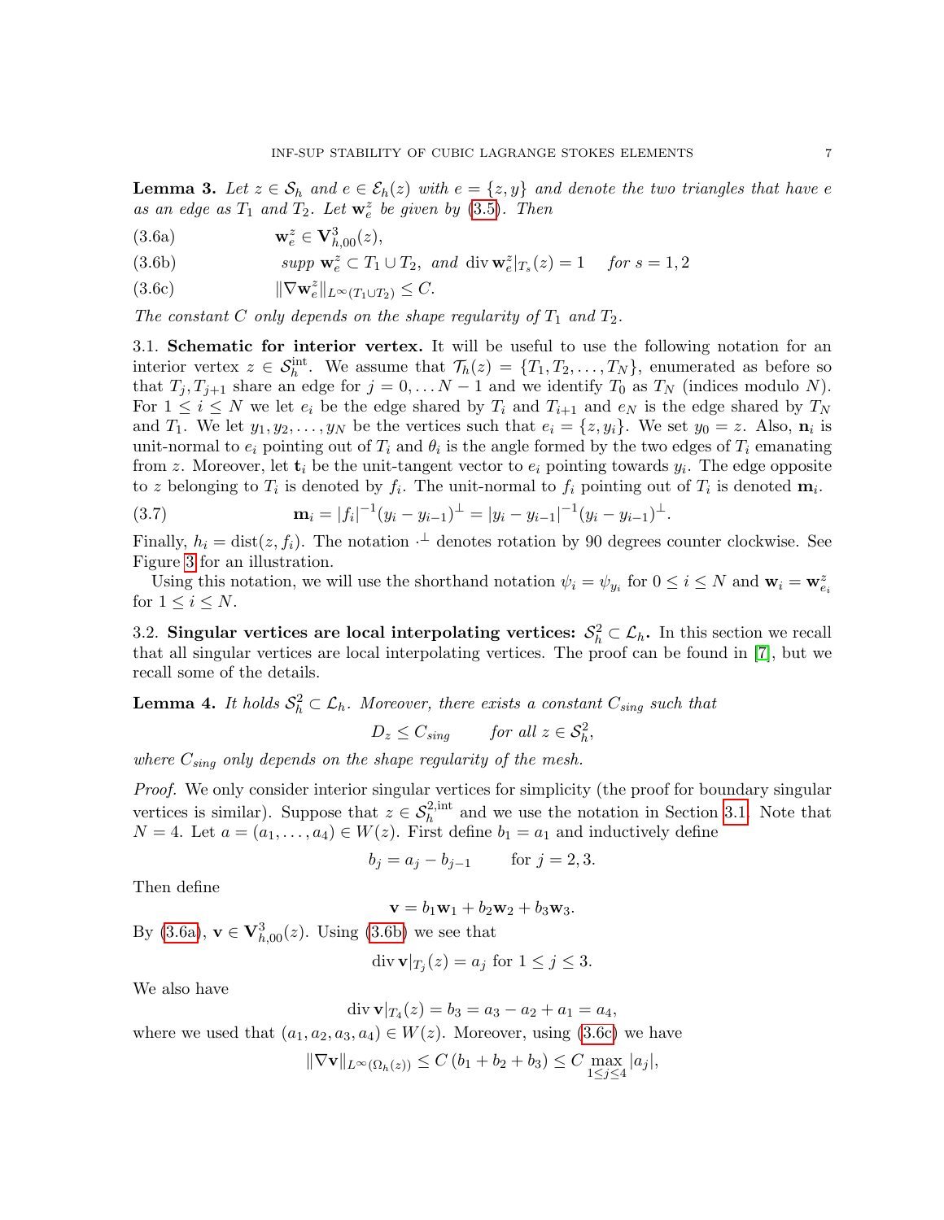**Lemma 3.** *Let $z \in \mathcal{S}_h$ and $e \in \mathcal{E}_h(z)$ with $e = \{z, y\}$ and denote the two triangles that have $e$ as an edge as $T_1$ and $T_2$. Let $\mathbf{w}_e^z$ be given by (3.5). Then*

$$\mathbf{w}_e^z \in \mathbf{V}_{h,00}^3(z), \tag{3.6a}$$

$$\textit{supp } \mathbf{w}_e^z \subset T_1 \cup T_2, \text{ and } \operatorname{div} \mathbf{w}_e^z|_{T_s}(z) = 1 \quad \text{for } s = 1, 2 \tag{3.6b}$$

$$\|\nabla \mathbf{w}_e^z\|_{L^\infty(T_1 \cup T_2)} \le C. \tag{3.6c}$$

*The constant $C$ only depends on the shape regularity of $T_1$ and $T_2$.*

3.1. **Schematic for interior vertex.** It will be useful to use the following notation for an interior vertex $z \in \mathcal{S}_h^{\text{int}}$. We assume that $\mathcal{T}_h(z) = \{T_1, T_2, \ldots, T_N\}$, enumerated as before so that $T_j, T_{j+1}$ share an edge for $j = 0, \ldots N-1$ and we identify $T_0$ as $T_N$ (indices modulo $N$). For $1 \le i \le N$ we let $e_i$ be the edge shared by $T_i$ and $T_{i+1}$ and $e_N$ is the edge shared by $T_N$ and $T_1$. We let $y_1, y_2, \ldots, y_N$ be the vertices such that $e_i = \{z, y_i\}$. We set $y_0 = z$. Also, $\mathbf{n}_i$ is unit-normal to $e_i$ pointing out of $T_i$ and $\theta_i$ is the angle formed by the two edges of $T_i$ emanating from $z$. Moreover, let $\mathbf{t}_i$ be the unit-tangent vector to $e_i$ pointing towards $y_i$. The edge opposite to $z$ belonging to $T_i$ is denoted by $f_i$. The unit-normal to $f_i$ pointing out of $T_i$ is denoted $\mathbf{m}_i$.

$$\mathbf{m}_i = |f_i|^{-1}(y_i - y_{i-1})^\perp = |y_i - y_{i-1}|^{-1}(y_i - y_{i-1})^\perp. \tag{3.7}$$

Finally, $h_i = \operatorname{dist}(z, f_i)$. The notation $\cdot^\perp$ denotes rotation by 90 degrees counter clockwise. See Figure 3 for an illustration.

Using this notation, we will use the shorthand notation $\psi_i = \psi_{y_i}$ for $0 \le i \le N$ and $\mathbf{w}_i = \mathbf{w}_{e_i}^z$ for $1 \le i \le N$.

3.2. **Singular vertices are local interpolating vertices: $\mathcal{S}_h^2 \subset \mathcal{L}_h$.** In this section we recall that all singular vertices are local interpolating vertices. The proof can be found in [7], but we recall some of the details.

**Lemma 4.** *It holds $\mathcal{S}_h^2 \subset \mathcal{L}_h$. Moreover, there exists a constant $C_{sing}$ such that*

$$D_z \le C_{sing} \qquad \text{for all } z \in \mathcal{S}_h^2,$$

*where $C_{sing}$ only depends on the shape regularity of the mesh.*

*Proof.* We only consider interior singular vertices for simplicity (the proof for boundary singular vertices is similar). Suppose that $z \in \mathcal{S}_h^{2,\text{int}}$ and we use the notation in Section 3.1. Note that $N = 4$. Let $a = (a_1, \ldots, a_4) \in W(z)$. First define $b_1 = a_1$ and inductively define

$$b_j = a_j - b_{j-1} \qquad \text{for } j = 2, 3.$$

Then define

$$\mathbf{v} = b_1 \mathbf{w}_1 + b_2 \mathbf{w}_2 + b_3 \mathbf{w}_3.$$

By (3.6a), $\mathbf{v} \in \mathbf{V}_{h,00}^3(z)$. Using (3.6b) we see that

$$\operatorname{div} \mathbf{v}|_{T_j}(z) = a_j \text{ for } 1 \le j \le 3.$$

We also have

$$\operatorname{div} \mathbf{v}|_{T_4}(z) = b_3 = a_3 - a_2 + a_1 = a_4,$$

where we used that $(a_1, a_2, a_3, a_4) \in W(z)$. Moreover, using (3.6c) we have

$$\|\nabla \mathbf{v}\|_{L^\infty(\Omega_h(z))} \le C\,(b_1 + b_2 + b_3) \le C \max_{1 \le j \le 4} |a_j|,$$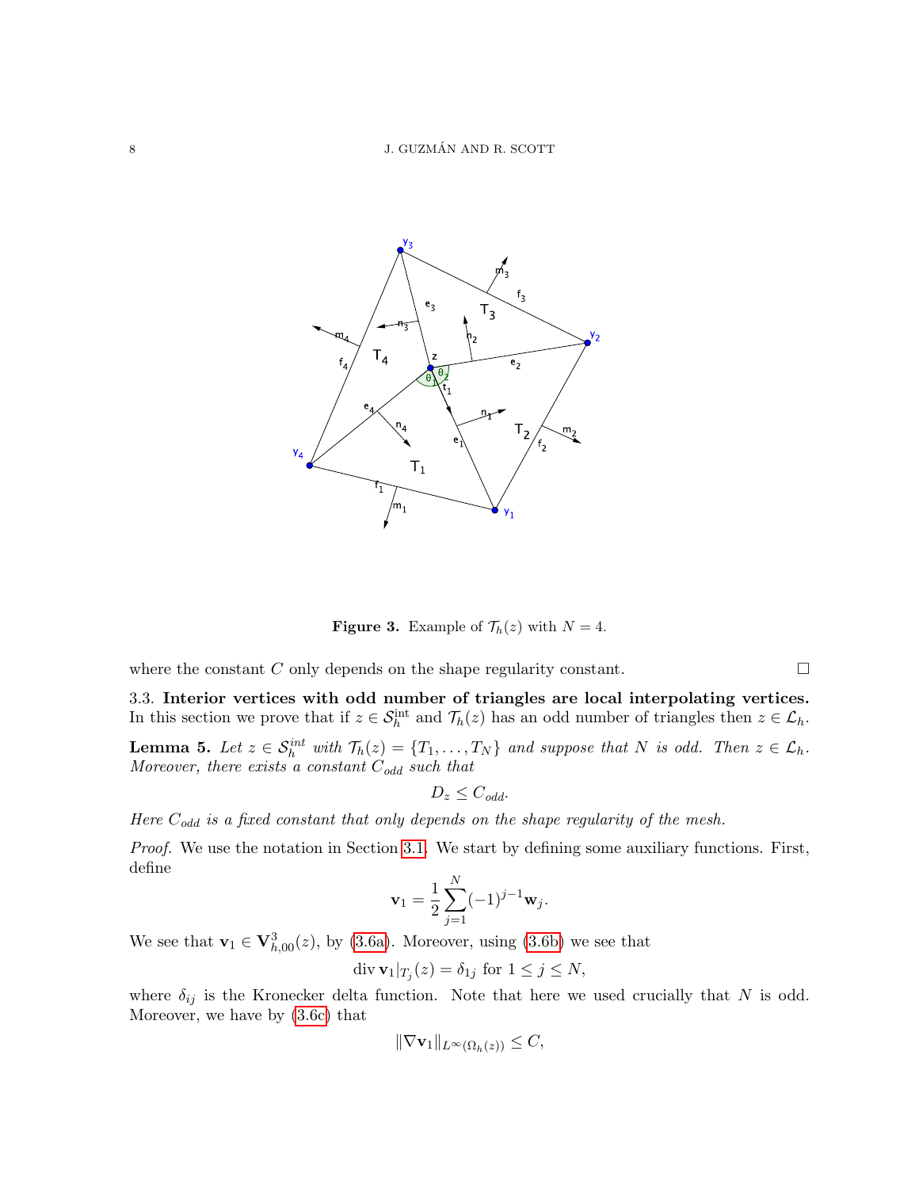**Figure 3.** Example of $\mathcal{T}_h(z)$ with $N = 4$.

where the constant $C$ only depends on the shape regularity constant. $\square$

3.3. **Interior vertices with odd number of triangles are local interpolating vertices.** In this section we prove that if $z \in \mathcal{S}_h^{\text{int}}$ and $\mathcal{T}_h(z)$ has an odd number of triangles then $z \in \mathcal{L}_h$.

**Lemma 5.** *Let $z \in \mathcal{S}_h^{int}$ with $\mathcal{T}_h(z) = \{T_1, \ldots, T_N\}$ and suppose that $N$ is odd. Then $z \in \mathcal{L}_h$. Moreover, there exists a constant $C_{odd}$ such that*

$$D_z \leq C_{odd}.$$

*Here $C_{odd}$ is a fixed constant that only depends on the shape regularity of the mesh.*

*Proof.* We use the notation in Section 3.1. We start by defining some auxiliary functions. First, define

$$\mathbf{v}_1 = \frac{1}{2} \sum_{j=1}^{N} (-1)^{j-1} \mathbf{w}_j.$$

We see that $\mathbf{v}_1 \in \mathbf{V}_{h,00}^3(z)$, by (3.6a). Moreover, using (3.6b) we see that

$$\operatorname{div} \mathbf{v}_1|_{T_j}(z) = \delta_{1j} \text{ for } 1 \leq j \leq N,$$

where $\delta_{ij}$ is the Kronecker delta function. Note that here we used crucially that $N$ is odd. Moreover, we have by (3.6c) that

$$\|\nabla \mathbf{v}_1\|_{L^\infty(\Omega_h(z))} \leq C,$$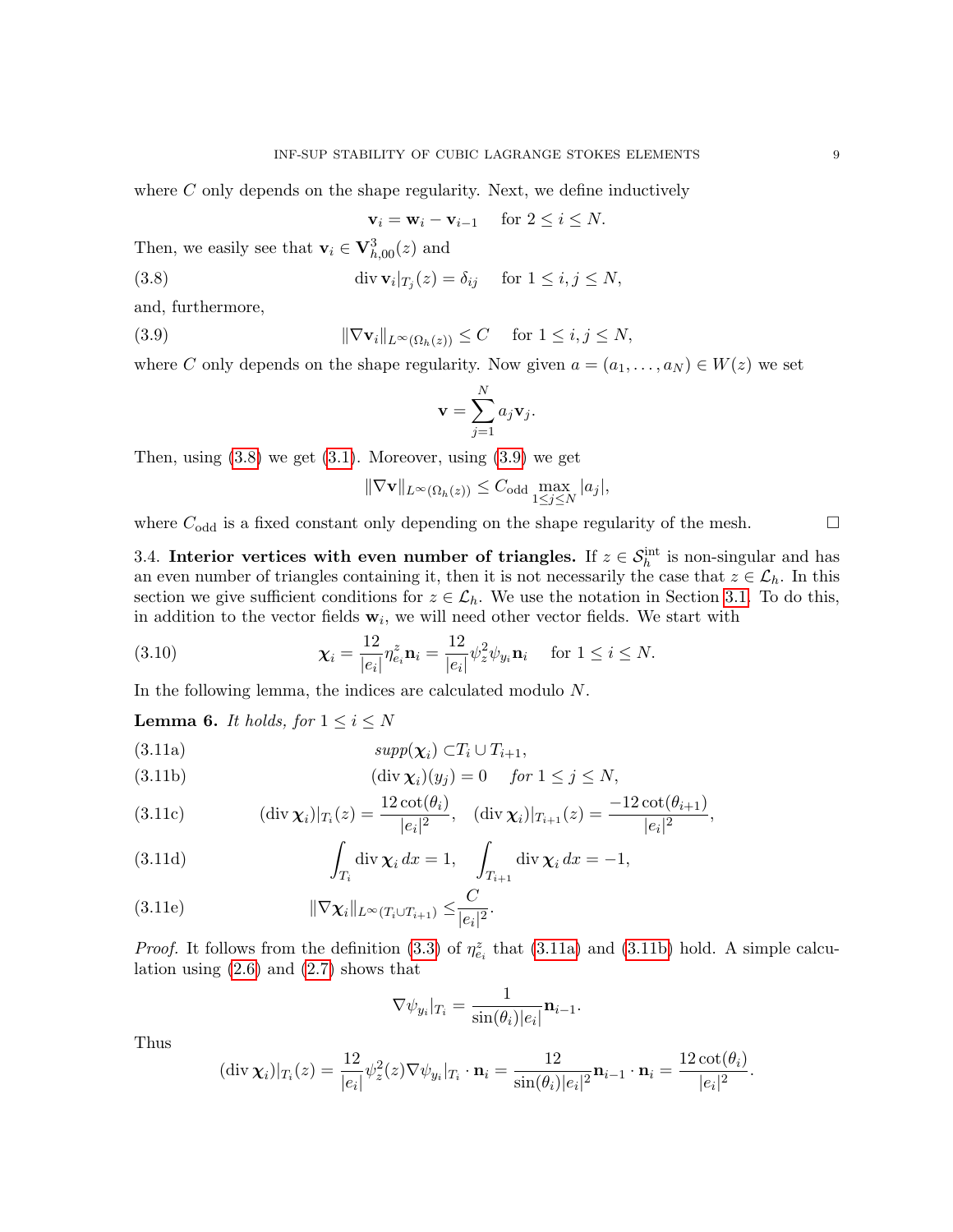where $C$ only depends on the shape regularity. Next, we define inductively

$$\mathbf{v}_i = \mathbf{w}_i - \mathbf{v}_{i-1} \quad \text{for } 2 \le i \le N.$$

Then, we easily see that $\mathbf{v}_i \in \mathbf{V}^3_{h,00}(z)$ and

$$\operatorname{div} \mathbf{v}_i|_{T_j}(z) = \delta_{ij} \quad \text{for } 1 \le i, j \le N, \tag{3.8}$$

and, furthermore,

$$\|\nabla \mathbf{v}_i\|_{L^\infty(\Omega_h(z))} \le C \quad \text{for } 1 \le i, j \le N, \tag{3.9}$$

where $C$ only depends on the shape regularity. Now given $a = (a_1, \dots, a_N) \in W(z)$ we set

$$\mathbf{v} = \sum_{j=1}^{N} a_j \mathbf{v}_j.$$

Then, using (3.8) we get (3.1). Moreover, using (3.9) we get

$$\|\nabla \mathbf{v}\|_{L^\infty(\Omega_h(z))} \le C_{\text{odd}} \max_{1 \le j \le N} |a_j|,$$

where $C_{\text{odd}}$ is a fixed constant only depending on the shape regularity of the mesh. □

3.4. **Interior vertices with even number of triangles.** If $z \in \mathcal{S}_h^{\text{int}}$ is non-singular and has an even number of triangles containing it, then it is not necessarily the case that $z \in \mathcal{L}_h$. In this section we give sufficient conditions for $z \in \mathcal{L}_h$. We use the notation in Section 3.1. To do this, in addition to the vector fields $\mathbf{w}_i$, we will need other vector fields. We start with

$$\boldsymbol{\chi}_i = \frac{12}{|e_i|} \eta^z_{e_i} \mathbf{n}_i = \frac{12}{|e_i|} \psi_z^2 \psi_{y_i} \mathbf{n}_i \quad \text{for } 1 \le i \le N. \tag{3.10}$$

In the following lemma, the indices are calculated modulo $N$.

**Lemma 6.** *It holds, for $1 \le i \le N$*

$$\text{supp}(\boldsymbol{\chi}_i) \subset T_i \cup T_{i+1}, \tag{3.11a}$$

$$(\operatorname{div} \boldsymbol{\chi}_i)(y_j) = 0 \quad \text{for } 1 \le j \le N, \tag{3.11b}$$

$$(\operatorname{div} \boldsymbol{\chi}_i)|_{T_i}(z) = \frac{12 \cot(\theta_i)}{|e_i|^2}, \quad (\operatorname{div} \boldsymbol{\chi}_i)|_{T_{i+1}}(z) = \frac{-12 \cot(\theta_{i+1})}{|e_i|^2}, \tag{3.11c}$$

$$\int_{T_i} \operatorname{div} \boldsymbol{\chi}_i \, dx = 1, \quad \int_{T_{i+1}} \operatorname{div} \boldsymbol{\chi}_i \, dx = -1, \tag{3.11d}$$

$$\|\nabla \boldsymbol{\chi}_i\|_{L^\infty(T_i \cup T_{i+1})} \le \frac{C}{|e_i|^2}. \tag{3.11e}$$

*Proof.* It follows from the definition (3.3) of $\eta^z_{e_i}$ that (3.11a) and (3.11b) hold. A simple calculation using (2.6) and (2.7) shows that

$$\nabla \psi_{y_i}|_{T_i} = \frac{1}{\sin(\theta_i)|e_i|} \mathbf{n}_{i-1}.$$

Thus

$$(\operatorname{div} \boldsymbol{\chi}_i)|_{T_i}(z) = \frac{12}{|e_i|} \psi_z^2(z) \nabla \psi_{y_i}|_{T_i} \cdot \mathbf{n}_i = \frac{12}{\sin(\theta_i)|e_i|^2} \mathbf{n}_{i-1} \cdot \mathbf{n}_i = \frac{12 \cot(\theta_i)}{|e_i|^2}.$$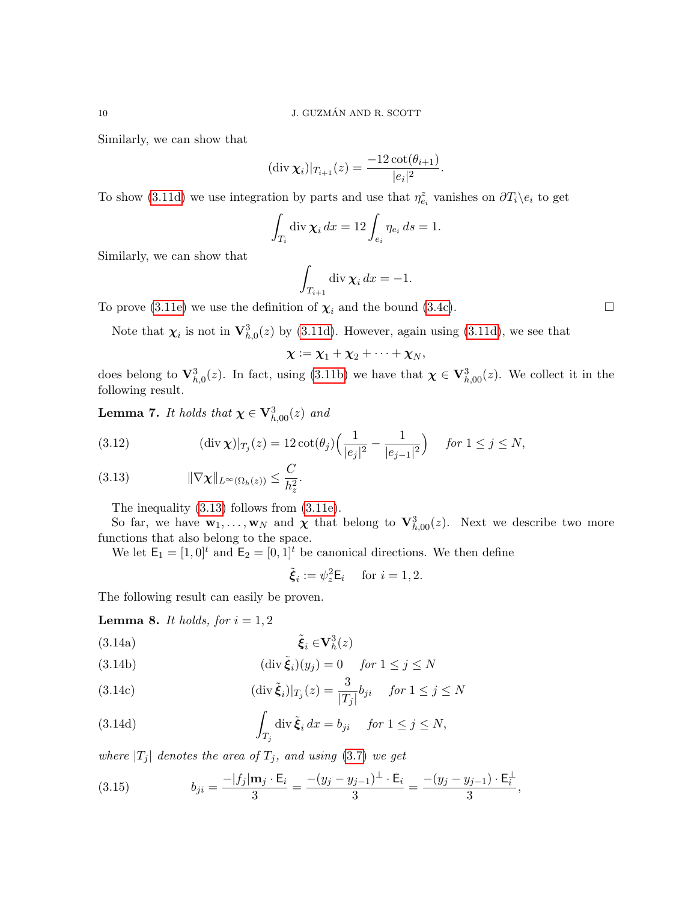Similarly, we can show that

$$(\operatorname{div} \boldsymbol{\chi}_i)|_{T_{i+1}}(z) = \frac{-12\cot(\theta_{i+1})}{|e_i|^2}.$$

To show (3.11d) we use integration by parts and use that $\eta_{e_i}^z$ vanishes on $\partial T_i \backslash e_i$ to get

$$\int_{T_i} \operatorname{div} \boldsymbol{\chi}_i \, dx = 12 \int_{e_i} \eta_{e_i} \, ds = 1.$$

Similarly, we can show that

$$\int_{T_{i+1}} \operatorname{div} \boldsymbol{\chi}_i \, dx = -1.$$

To prove (3.11e) we use the definition of $\boldsymbol{\chi}_i$ and the bound (3.4c). $\square$

Note that $\boldsymbol{\chi}_i$ is not in $\mathbf{V}_{h,0}^3(z)$ by (3.11d). However, again using (3.11d), we see that

$$\boldsymbol{\chi} := \boldsymbol{\chi}_1 + \boldsymbol{\chi}_2 + \cdots + \boldsymbol{\chi}_N,$$

does belong to $\mathbf{V}_{h,0}^3(z)$. In fact, using (3.11b) we have that $\boldsymbol{\chi} \in \mathbf{V}_{h,00}^3(z)$. We collect it in the following result.

**Lemma 7.** *It holds that $\boldsymbol{\chi} \in \mathbf{V}_{h,00}^3(z)$ and*

$$(\operatorname{div} \boldsymbol{\chi})|_{T_j}(z) = 12\cot(\theta_j)\Big(\frac{1}{|e_j|^2} - \frac{1}{|e_{j-1}|^2}\Big) \quad \text{for } 1 \le j \le N, \tag{3.12}$$

$$\|\nabla \boldsymbol{\chi}\|_{L^\infty(\Omega_h(z))} \le \frac{C}{h_z^2}. \tag{3.13}$$

The inequality (3.13) follows from (3.11e).

So far, we have $\mathbf{w}_1, \ldots, \mathbf{w}_N$ and $\boldsymbol{\chi}$ that belong to $\mathbf{V}_{h,00}^3(z)$. Next we describe two more functions that also belong to the space.

We let $\mathsf{E}_1 = [1, 0]^t$ and $\mathsf{E}_2 = [0, 1]^t$ be canonical directions. We then define

$$\tilde{\boldsymbol{\xi}}_i := \psi_z^2 \mathsf{E}_i \quad \text{for } i = 1, 2.$$

The following result can easily be proven.

**Lemma 8.** *It holds, for $i = 1, 2$*

$$\tilde{\boldsymbol{\xi}}_i \in \mathbf{V}_h^3(z) \tag{3.14a}$$

$$(\operatorname{div} \tilde{\boldsymbol{\xi}}_i)(y_j) = 0 \quad \text{for } 1 \le j \le N \tag{3.14b}$$

$$(\operatorname{div} \tilde{\boldsymbol{\xi}}_i)|_{T_j}(z) = \frac{3}{|T_j|} b_{ji} \quad \text{for } 1 \le j \le N \tag{3.14c}$$

$$\int_{T_j} \operatorname{div} \tilde{\boldsymbol{\xi}}_i \, dx = b_{ji} \quad \text{for } 1 \le j \le N, \tag{3.14d}$$

*where $|T_j|$ denotes the area of $T_j$, and using (3.7) we get*

$$b_{ji} = \frac{-|f_j| \mathbf{m}_j \cdot \mathsf{E}_i}{3} = \frac{-(y_j - y_{j-1})^\perp \cdot \mathsf{E}_i}{3} = \frac{-(y_j - y_{j-1}) \cdot \mathsf{E}_i^\perp}{3}, \tag{3.15}$$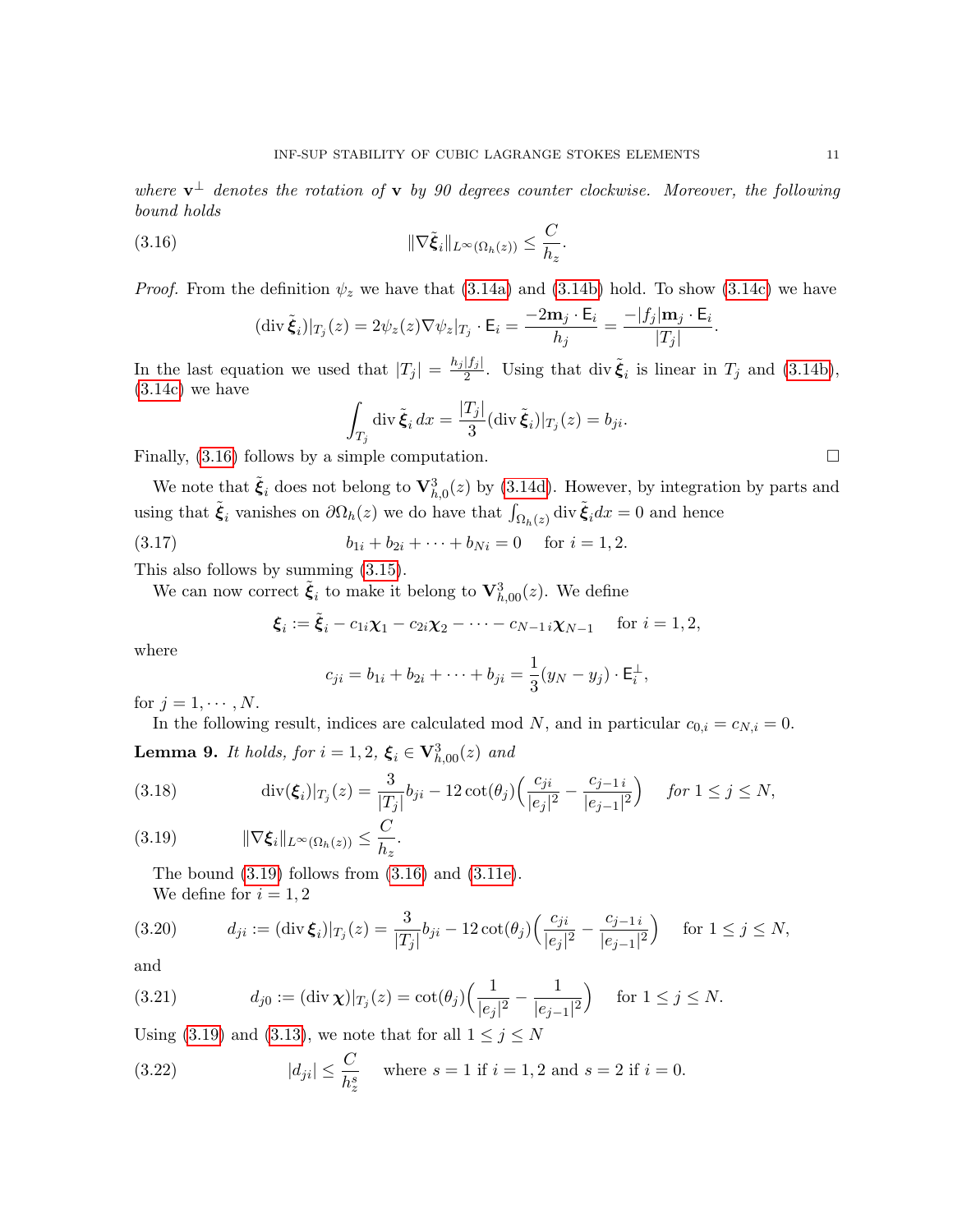*where* $\mathbf{v}^\perp$ *denotes the rotation of* $\mathbf{v}$ *by 90 degrees counter clockwise. Moreover, the following bound holds*

$$\|\nabla \tilde{\boldsymbol{\xi}}_i\|_{L^\infty(\Omega_h(z))} \le \frac{C}{h_z}. \tag{3.16}$$

*Proof.* From the definition $\psi_z$ we have that (3.14a) and (3.14b) hold. To show (3.14c) we have

$$(\operatorname{div} \tilde{\boldsymbol{\xi}}_i)|_{T_j}(z) = 2\psi_z(z)\nabla\psi_z|_{T_j} \cdot \mathsf{E}_i = \frac{-2\mathbf{m}_j \cdot \mathsf{E}_i}{h_j} = \frac{-|f_j|\mathbf{m}_j \cdot \mathsf{E}_i}{|T_j|}.$$

In the last equation we used that $|T_j| = \frac{h_j|f_j|}{2}$. Using that $\operatorname{div}\tilde{\boldsymbol{\xi}}_i$ is linear in $T_j$ and (3.14b), (3.14c) we have

$$\int_{T_j} \operatorname{div} \tilde{\boldsymbol{\xi}}_i \, dx = \frac{|T_j|}{3}(\operatorname{div} \tilde{\boldsymbol{\xi}}_i)|_{T_j}(z) = b_{ji}.$$

Finally, (3.16) follows by a simple computation. $\square$

We note that $\tilde{\boldsymbol{\xi}}_i$ does not belong to $\mathbf{V}^3_{h,0}(z)$ by (3.14d). However, by integration by parts and using that $\tilde{\boldsymbol{\xi}}_i$ vanishes on $\partial\Omega_h(z)$ we do have that $\int_{\Omega_h(z)} \operatorname{div} \tilde{\boldsymbol{\xi}}_i dx = 0$ and hence

$$b_{1i} + b_{2i} + \cdots + b_{Ni} = 0 \quad \text{ for } i = 1, 2. \tag{3.17}$$

This also follows by summing (3.15).

We can now correct $\tilde{\boldsymbol{\xi}}_i$ to make it belong to $\mathbf{V}^3_{h,00}(z)$. We define

$$\boldsymbol{\xi}_i := \tilde{\boldsymbol{\xi}}_i - c_{1i}\boldsymbol{\chi}_1 - c_{2i}\boldsymbol{\chi}_2 - \cdots - c_{N-1\,i}\boldsymbol{\chi}_{N-1} \quad \text{ for } i = 1, 2,$$

where

$$c_{ji} = b_{1i} + b_{2i} + \cdots + b_{ji} = \frac{1}{3}(y_N - y_j) \cdot \mathsf{E}_i^\perp,$$

for $j = 1, \cdots, N$.

In the following result, indices are calculated mod $N$, and in particular $c_{0,i} = c_{N,i} = 0$.

**Lemma 9.** *It holds, for* $i = 1, 2$, $\boldsymbol{\xi}_i \in \mathbf{V}^3_{h,00}(z)$ *and*

$$\operatorname{div}(\boldsymbol{\xi}_i)|_{T_j}(z) = \frac{3}{|T_j|} b_{ji} - 12\cot(\theta_j)\Big(\frac{c_{ji}}{|e_j|^2} - \frac{c_{j-1\,i}}{|e_{j-1}|^2}\Big) \quad \textit{for } 1 \le j \le N, \tag{3.18}$$

$$\|\nabla \boldsymbol{\xi}_i\|_{L^\infty(\Omega_h(z))} \le \frac{C}{h_z}. \tag{3.19}$$

The bound (3.19) follows from (3.16) and (3.11e).

We define for $i = 1, 2$

$$d_{ji} := (\operatorname{div} \boldsymbol{\xi}_i)|_{T_j}(z) = \frac{3}{|T_j|} b_{ji} - 12\cot(\theta_j)\Big(\frac{c_{ji}}{|e_j|^2} - \frac{c_{j-1\,i}}{|e_{j-1}|^2}\Big) \quad \text{ for } 1 \le j \le N, \tag{3.20}$$

and

$$d_{j0} := (\operatorname{div} \boldsymbol{\chi})|_{T_j}(z) = \cot(\theta_j)\Big(\frac{1}{|e_j|^2} - \frac{1}{|e_{j-1}|^2}\Big) \quad \text{ for } 1 \le j \le N. \tag{3.21}$$

Using (3.19) and (3.13), we note that for all $1 \le j \le N$

$$|d_{ji}| \le \frac{C}{h_z^s} \quad \text{ where } s = 1 \text{ if } i = 1, 2 \text{ and } s = 2 \text{ if } i = 0. \tag{3.22}$$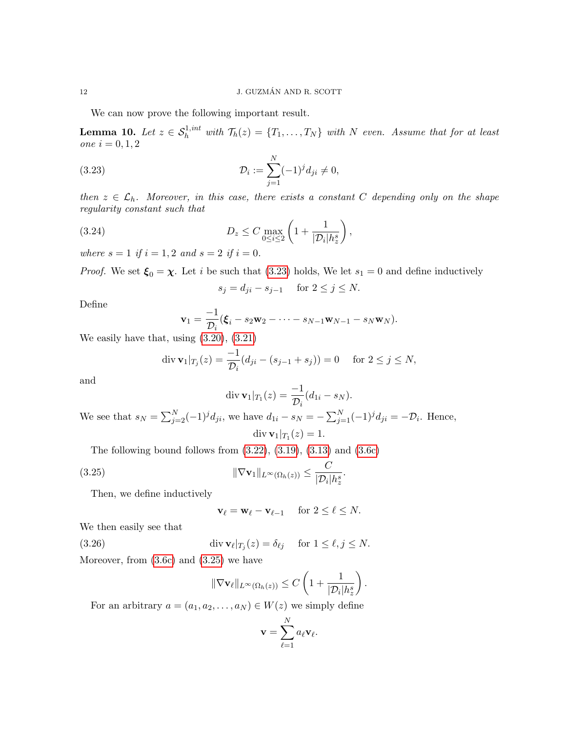We can now prove the following important result.

**Lemma 10.** *Let $z \in \mathcal{S}_h^{1,int}$ with $\mathcal{T}_h(z) = \{T_1, \ldots, T_N\}$ with $N$ even. Assume that for at least one $i = 0, 1, 2$*

$$\mathcal{D}_i := \sum_{j=1}^{N} (-1)^j d_{ji} \neq 0, \tag{3.23}$$

*then $z \in \mathcal{L}_h$. Moreover, in this case, there exists a constant $C$ depending only on the shape regularity constant such that*

$$D_z \leq C \max_{0 \leq i \leq 2} \left( 1 + \frac{1}{|\mathcal{D}_i| h_z^s} \right), \tag{3.24}$$

*where $s = 1$ if $i = 1, 2$ and $s = 2$ if $i = 0$.*

*Proof.* We set $\boldsymbol{\xi}_0 = \boldsymbol{\chi}$. Let $i$ be such that (3.23) holds, We let $s_1 = 0$ and define inductively

$$s_j = d_{ji} - s_{j-1} \quad \text{for } 2 \leq j \leq N.$$

Define

$$\mathbf{v}_1 = \frac{-1}{\mathcal{D}_i} (\boldsymbol{\xi}_i - s_2 \mathbf{w}_2 - \cdots - s_{N-1} \mathbf{w}_{N-1} - s_N \mathbf{w}_N).$$

We easily have that, using (3.20), (3.21)

$$\operatorname{div} \mathbf{v}_1|_{T_j}(z) = \frac{-1}{\mathcal{D}_i} (d_{ji} - (s_{j-1} + s_j)) = 0 \quad \text{for } 2 \leq j \leq N,$$

and

$$\operatorname{div} \mathbf{v}_1|_{T_1}(z) = \frac{-1}{\mathcal{D}_i} (d_{1i} - s_N).$$

We see that $s_N = \sum_{j=2}^{N} (-1)^j d_{ji}$, we have $d_{1i} - s_N = -\sum_{j=1}^{N} (-1)^j d_{ji} = -\mathcal{D}_i$. Hence,

$$\operatorname{div} \mathbf{v}_1|_{T_1}(z) = 1.$$

The following bound follows from (3.22), (3.19), (3.13) and (3.6c)

$$\|\nabla \mathbf{v}_1\|_{L^\infty(\Omega_h(z))} \leq \frac{C}{|\mathcal{D}_i| h_z^s}. \tag{3.25}$$

Then, we define inductively

$$\mathbf{v}_\ell = \mathbf{w}_\ell - \mathbf{v}_{\ell-1} \quad \text{for } 2 \leq \ell \leq N.$$

We then easily see that

$$\operatorname{div} \mathbf{v}_\ell|_{T_j}(z) = \delta_{\ell j} \quad \text{for } 1 \leq \ell, j \leq N. \tag{3.26}$$

Moreover, from (3.6c) and (3.25) we have

$$\|\nabla \mathbf{v}_\ell\|_{L^\infty(\Omega_h(z))} \leq C \left( 1 + \frac{1}{|\mathcal{D}_i| h_z^s} \right).$$

For an arbitrary $a = (a_1, a_2, \ldots, a_N) \in W(z)$ we simply define

$$\mathbf{v} = \sum_{\ell=1}^{N} a_\ell \mathbf{v}_\ell.$$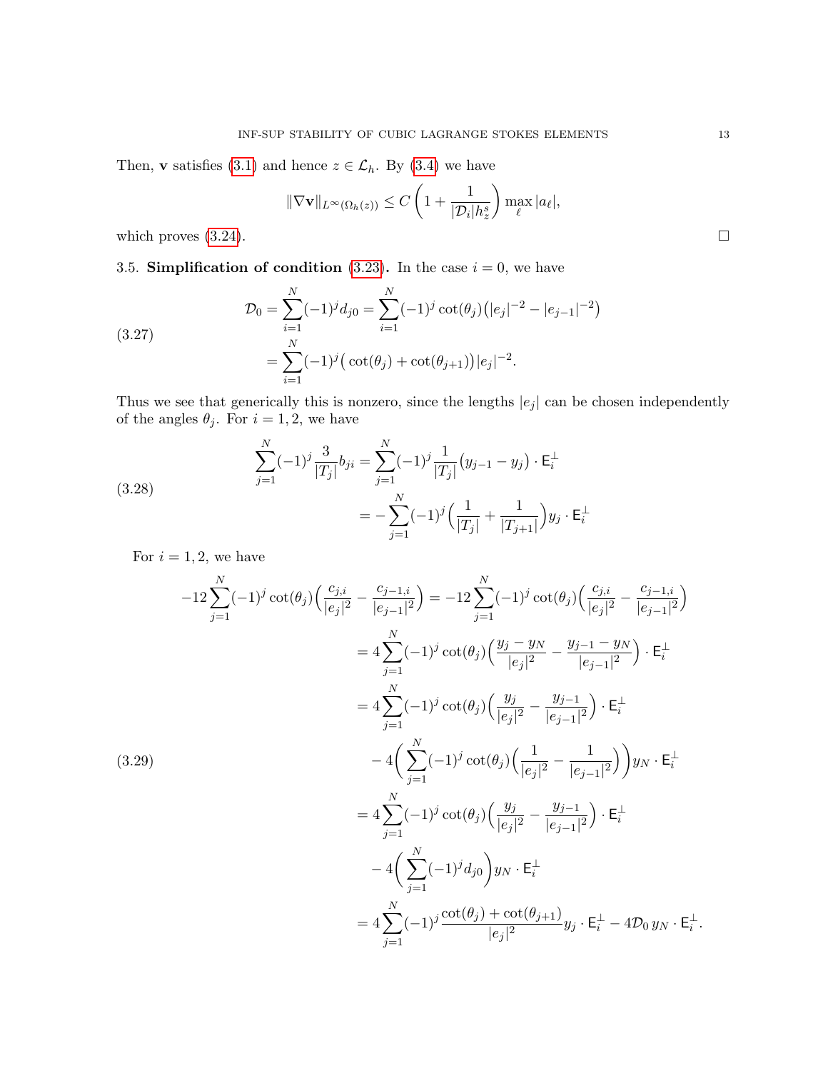Then, $\mathbf{v}$ satisfies (3.1) and hence $z \in \mathcal{L}_h$. By (3.4) we have

$$\|\nabla \mathbf{v}\|_{L^\infty(\Omega_h(z))} \le C\left(1 + \frac{1}{|\mathcal{D}_i| h_z^s}\right) \max_\ell |a_\ell|,$$

which proves (3.24). $\square$

3.5. **Simplification of condition (3.23).** In the case $i = 0$, we have

$$\begin{aligned}
\mathcal{D}_0 &= \sum_{i=1}^N (-1)^j d_{j0} = \sum_{i=1}^N (-1)^j \cot(\theta_j)\big(|e_j|^{-2} - |e_{j-1}|^{-2}\big) \\
&= \sum_{i=1}^N (-1)^j \big(\cot(\theta_j) + \cot(\theta_{j+1})\big)|e_j|^{-2}.
\end{aligned} \tag{3.27}$$

Thus we see that generically this is nonzero, since the lengths $|e_j|$ can be chosen independently of the angles $\theta_j$. For $i = 1, 2$, we have

$$\begin{aligned}
\sum_{j=1}^N (-1)^j \frac{3}{|T_j|} b_{ji} &= \sum_{j=1}^N (-1)^j \frac{1}{|T_j|}\big(y_{j-1} - y_j\big) \cdot \mathsf{E}_i^\perp \\
&= -\sum_{j=1}^N (-1)^j \Big(\frac{1}{|T_j|} + \frac{1}{|T_{j+1}|}\Big) y_j \cdot \mathsf{E}_i^\perp
\end{aligned} \tag{3.28}$$

For $i = 1, 2$, we have

$$\begin{aligned}
-12\sum_{j=1}^N (-1)^j \cot(\theta_j)\Big(\frac{c_{j,i}}{|e_j|^2} - \frac{c_{j-1,i}}{|e_{j-1}|^2}\Big) &= -12\sum_{j=1}^N (-1)^j \cot(\theta_j)\Big(\frac{c_{j,i}}{|e_j|^2} - \frac{c_{j-1,i}}{|e_{j-1}|^2}\Big) \\
&= 4\sum_{j=1}^N (-1)^j \cot(\theta_j)\Big(\frac{y_j - y_N}{|e_j|^2} - \frac{y_{j-1} - y_N}{|e_{j-1}|^2}\Big) \cdot \mathsf{E}_i^\perp \\
&= 4\sum_{j=1}^N (-1)^j \cot(\theta_j)\Big(\frac{y_j}{|e_j|^2} - \frac{y_{j-1}}{|e_{j-1}|^2}\Big) \cdot \mathsf{E}_i^\perp \\
&\quad - 4\Big(\sum_{j=1}^N (-1)^j \cot(\theta_j)\Big(\frac{1}{|e_j|^2} - \frac{1}{|e_{j-1}|^2}\Big)\Big) y_N \cdot \mathsf{E}_i^\perp \\
&= 4\sum_{j=1}^N (-1)^j \cot(\theta_j)\Big(\frac{y_j}{|e_j|^2} - \frac{y_{j-1}}{|e_{j-1}|^2}\Big) \cdot \mathsf{E}_i^\perp \\
&\quad - 4\Big(\sum_{j=1}^N (-1)^j d_{j0}\Big) y_N \cdot \mathsf{E}_i^\perp \\
&= 4\sum_{j=1}^N (-1)^j \frac{\cot(\theta_j) + \cot(\theta_{j+1})}{|e_j|^2} y_j \cdot \mathsf{E}_i^\perp - 4\mathcal{D}_0\, y_N \cdot \mathsf{E}_i^\perp.
\end{aligned} \tag{3.29}$$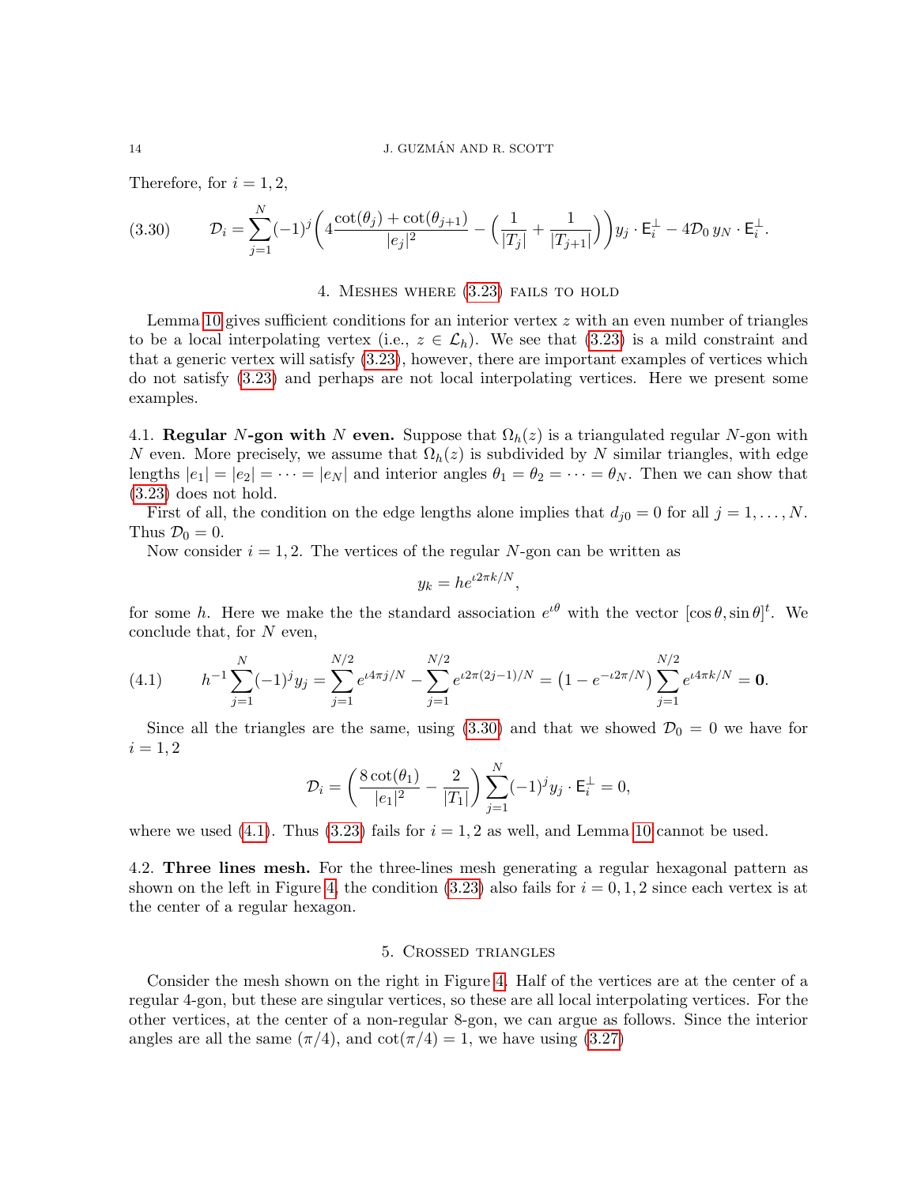Therefore, for $i = 1, 2$,

$$\mathcal{D}_i = \sum_{j=1}^{N} (-1)^j \left( 4 \frac{\cot(\theta_j) + \cot(\theta_{j+1})}{|e_j|^2} - \Big( \frac{1}{|T_j|} + \frac{1}{|T_{j+1}|} \Big) \right) y_j \cdot \mathsf{E}_i^{\perp} - 4\mathcal{D}_0 \, y_N \cdot \mathsf{E}_i^{\perp}. \tag{3.30}$$

## 4. Meshes where (3.23) fails to hold

Lemma 10 gives sufficient conditions for an interior vertex $z$ with an even number of triangles to be a local interpolating vertex (i.e., $z \in \mathcal{L}_h$). We see that (3.23) is a mild constraint and that a generic vertex will satisfy (3.23), however, there are important examples of vertices which do not satisfy (3.23) and perhaps are not local interpolating vertices. Here we present some examples.

### 4.1. Regular $N$-gon with $N$ even.

Suppose that $\Omega_h(z)$ is a triangulated regular $N$-gon with $N$ even. More precisely, we assume that $\Omega_h(z)$ is subdivided by $N$ similar triangles, with edge lengths $|e_1| = |e_2| = \cdots = |e_N|$ and interior angles $\theta_1 = \theta_2 = \cdots = \theta_N$. Then we can show that (3.23) does not hold.

First of all, the condition on the edge lengths alone implies that $d_{j0} = 0$ for all $j = 1, \ldots, N$. Thus $\mathcal{D}_0 = 0$.

Now consider $i = 1, 2$. The vertices of the regular $N$-gon can be written as

$$y_k = h e^{\imath 2\pi k/N},$$

for some $h$. Here we make the the standard association $e^{\imath\theta}$ with the vector $[\cos\theta, \sin\theta]^t$. We conclude that, for $N$ even,

$$h^{-1} \sum_{j=1}^{N} (-1)^j y_j = \sum_{j=1}^{N/2} e^{\imath 4\pi j/N} - \sum_{j=1}^{N/2} e^{\imath 2\pi(2j-1)/N} = \left(1 - e^{-\imath 2\pi/N}\right) \sum_{j=1}^{N/2} e^{\imath 4\pi k/N} = \mathbf{0}. \tag{4.1}$$

Since all the triangles are the same, using (3.30) and that we showed $\mathcal{D}_0 = 0$ we have for $i = 1, 2$

$$\mathcal{D}_i = \left( \frac{8\cot(\theta_1)}{|e_1|^2} - \frac{2}{|T_1|} \right) \sum_{j=1}^{N} (-1)^j y_j \cdot \mathsf{E}_i^{\perp} = 0,$$

where we used (4.1). Thus (3.23) fails for $i = 1, 2$ as well, and Lemma 10 cannot be used.

### 4.2. Three lines mesh.

For the three-lines mesh generating a regular hexagonal pattern as shown on the left in Figure 4, the condition (3.23) also fails for $i = 0, 1, 2$ since each vertex is at the center of a regular hexagon.

## 5. Crossed triangles

Consider the mesh shown on the right in Figure 4. Half of the vertices are at the center of a regular 4-gon, but these are singular vertices, so these are all local interpolating vertices. For the other vertices, at the center of a non-regular 8-gon, we can argue as follows. Since the interior angles are all the same ($\pi/4$), and $\cot(\pi/4) = 1$, we have using (3.27)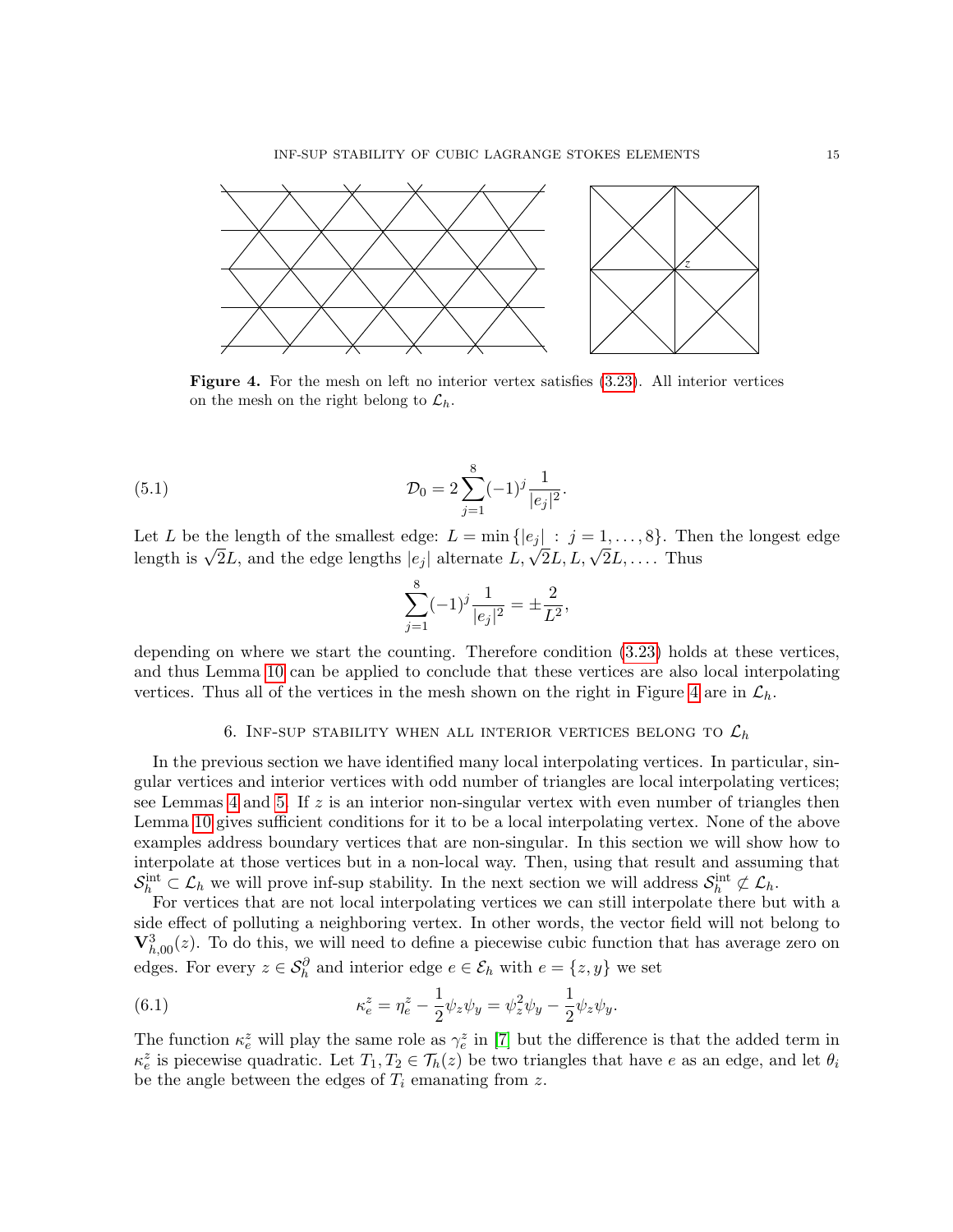**Figure 4.** For the mesh on left no interior vertex satisfies (3.23). All interior vertices on the mesh on the right belong to $\mathcal{L}_h$.

$$
\mathcal{D}_0 = 2\sum_{j=1}^{8}(-1)^j \frac{1}{|e_j|^2}. \tag{5.1}
$$

Let $L$ be the length of the smallest edge: $L = \min\{|e_j| \,:\, j = 1, \ldots, 8\}$. Then the longest edge length is $\sqrt{2}L$, and the edge lengths $|e_j|$ alternate $L, \sqrt{2}L, L, \sqrt{2}L, \ldots$. Thus

$$
\sum_{j=1}^{8}(-1)^j \frac{1}{|e_j|^2} = \pm\frac{2}{L^2},
$$

depending on where we start the counting. Therefore condition (3.23) holds at these vertices, and thus Lemma 10 can be applied to conclude that these vertices are also local interpolating vertices. Thus all of the vertices in the mesh shown on the right in Figure 4 are in $\mathcal{L}_h$.

## 6. Inf-sup stability when all interior vertices belong to $\mathcal{L}_h$

In the previous section we have identified many local interpolating vertices. In particular, singular vertices and interior vertices with odd number of triangles are local interpolating vertices; see Lemmas 4 and 5. If $z$ is an interior non-singular vertex with even number of triangles then Lemma 10 gives sufficient conditions for it to be a local interpolating vertex. None of the above examples address boundary vertices that are non-singular. In this section we will show how to interpolate at those vertices but in a non-local way. Then, using that result and assuming that $\mathcal{S}_h^{\text{int}} \subset \mathcal{L}_h$ we will prove inf-sup stability. In the next section we will address $\mathcal{S}_h^{\text{int}} \not\subset \mathcal{L}_h$.

For vertices that are not local interpolating vertices we can still interpolate there but with a side effect of polluting a neighboring vertex. In other words, the vector field will not belong to $\mathbf{V}_{h,00}^3(z)$. To do this, we will need to define a piecewise cubic function that has average zero on edges. For every $z \in \mathcal{S}_h^{\partial}$ and interior edge $e \in \mathcal{E}_h$ with $e = \{z, y\}$ we set

$$
\kappa_e^z = \eta_e^z - \frac{1}{2}\psi_z\psi_y = \psi_z^2\psi_y - \frac{1}{2}\psi_z\psi_y. \tag{6.1}
$$

The function $\kappa_e^z$ will play the same role as $\gamma_e^z$ in [7] but the difference is that the added term in $\kappa_e^z$ is piecewise quadratic. Let $T_1, T_2 \in \mathcal{T}_h(z)$ be two triangles that have $e$ as an edge, and let $\theta_i$ be the angle between the edges of $T_i$ emanating from $z$.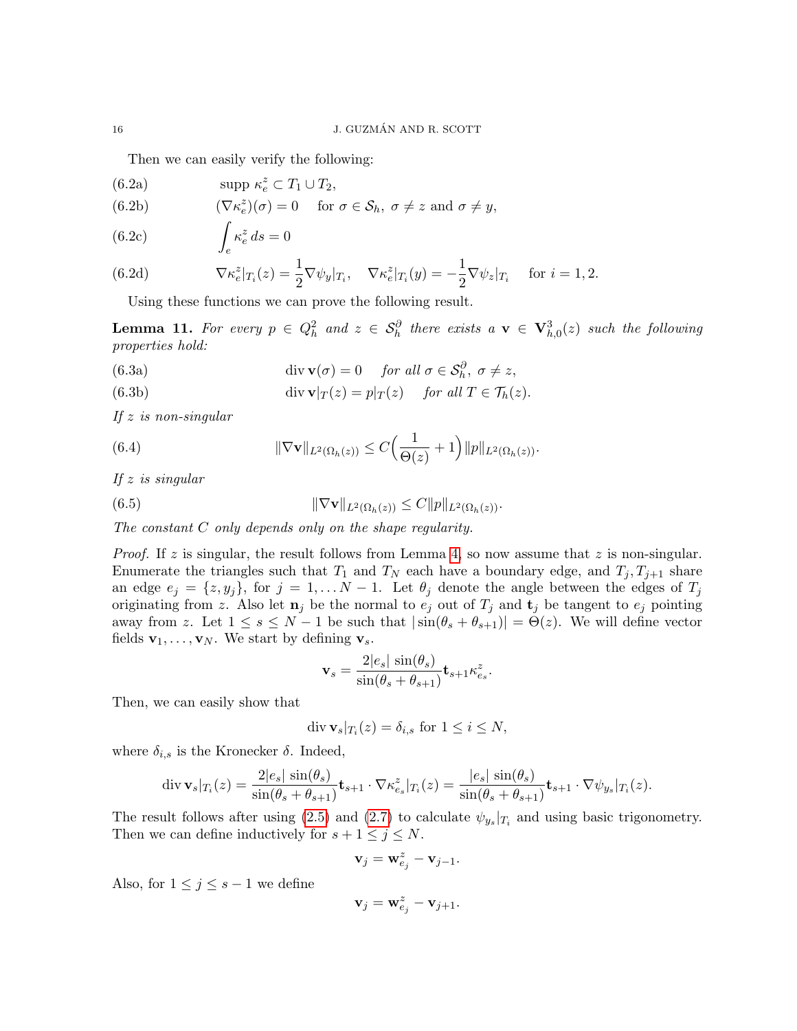Then we can easily verify the following:

$$\text{supp}\ \kappa_e^z \subset T_1 \cup T_2, \tag{6.2a}$$

$$(\nabla \kappa_e^z)(\sigma) = 0 \quad \text{for } \sigma \in \mathcal{S}_h,\ \sigma \neq z \text{ and } \sigma \neq y, \tag{6.2b}$$

$$\int_e \kappa_e^z \, ds = 0 \tag{6.2c}$$

$$\nabla \kappa_e^z|_{T_i}(z) = \frac{1}{2} \nabla \psi_y|_{T_i}, \quad \nabla \kappa_e^z|_{T_i}(y) = -\frac{1}{2} \nabla \psi_z|_{T_i} \quad \text{for } i = 1, 2. \tag{6.2d}$$

Using these functions we can prove the following result.

**Lemma 11.** *For every $p \in Q_h^2$ and $z \in \mathcal{S}_h^\partial$ there exists a $\mathbf{v} \in \mathbf{V}_{h,0}^3(z)$ such the following properties hold:*

$$\text{div}\, \mathbf{v}(\sigma) = 0 \quad \text{for all } \sigma \in \mathcal{S}_h^\partial,\ \sigma \neq z, \tag{6.3a}$$

$$\text{div}\, \mathbf{v}|_T(z) = p|_T(z) \quad \text{for all } T \in \mathcal{T}_h(z). \tag{6.3b}$$

*If $z$ is non-singular*

$$\|\nabla \mathbf{v}\|_{L^2(\Omega_h(z))} \leq C\Big(\frac{1}{\Theta(z)} + 1\Big) \|p\|_{L^2(\Omega_h(z))}. \tag{6.4}$$

*If $z$ is singular*

$$\|\nabla \mathbf{v}\|_{L^2(\Omega_h(z))} \leq C \|p\|_{L^2(\Omega_h(z))}. \tag{6.5}$$

*The constant $C$ only depends only on the shape regularity.*

*Proof.* If $z$ is singular, the result follows from Lemma 4, so now assume that $z$ is non-singular. Enumerate the triangles such that $T_1$ and $T_N$ each have a boundary edge, and $T_j, T_{j+1}$ share an edge $e_j = \{z, y_j\}$, for $j = 1, \ldots N-1$. Let $\theta_j$ denote the angle between the edges of $T_j$ originating from $z$. Also let $\mathbf{n}_j$ be the normal to $e_j$ out of $T_j$ and $\mathbf{t}_j$ be tangent to $e_j$ pointing away from $z$. Let $1 \leq s \leq N-1$ be such that $|\sin(\theta_s + \theta_{s+1})| = \Theta(z)$. We will define vector fields $\mathbf{v}_1, \ldots, \mathbf{v}_N$. We start by defining $\mathbf{v}_s$.

$$\mathbf{v}_s = \frac{2|e_s|\, \sin(\theta_s)}{\sin(\theta_s + \theta_{s+1})} \mathbf{t}_{s+1} \kappa_{e_s}^z.$$

Then, we can easily show that

$$\text{div}\, \mathbf{v}_s|_{T_i}(z) = \delta_{i,s} \text{ for } 1 \leq i \leq N,$$

where $\delta_{i,s}$ is the Kronecker $\delta$. Indeed,

$$\text{div}\, \mathbf{v}_s|_{T_i}(z) = \frac{2|e_s|\, \sin(\theta_s)}{\sin(\theta_s + \theta_{s+1})} \mathbf{t}_{s+1} \cdot \nabla \kappa_{e_s}^z|_{T_i}(z) = \frac{|e_s|\, \sin(\theta_s)}{\sin(\theta_s + \theta_{s+1})} \mathbf{t}_{s+1} \cdot \nabla \psi_{y_s}|_{T_i}(z).$$

The result follows after using (2.5) and (2.7) to calculate $\psi_{y_s}|_{T_i}$ and using basic trigonometry. Then we can define inductively for $s+1 \leq j \leq N$.

$$\mathbf{v}_j = \mathbf{w}_{e_j}^z - \mathbf{v}_{j-1}.$$

Also, for $1 \leq j \leq s-1$ we define

$$\mathbf{v}_j = \mathbf{w}_{e_j}^z - \mathbf{v}_{j+1}.$$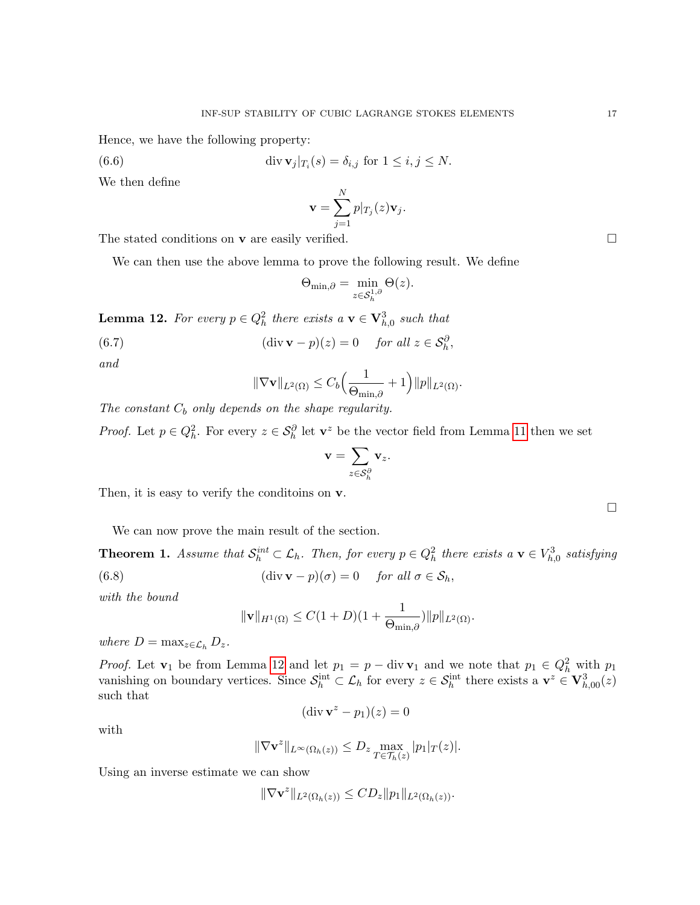Hence, we have the following property:

$$\operatorname{div} \mathbf{v}_j|_{T_i}(s) = \delta_{i,j} \text{ for } 1 \le i, j \le N. \tag{6.6}$$

We then define

$$\mathbf{v} = \sum_{j=1}^{N} p|_{T_j}(z) \mathbf{v}_j.$$

The stated conditions on $\mathbf{v}$ are easily verified. □

We can then use the above lemma to prove the following result. We define

$$\Theta_{\min,\partial} = \min_{z \in \mathcal{S}_h^{1,\partial}} \Theta(z).$$

**Lemma 12.** *For every $p \in Q_h^2$ there exists a $\mathbf{v} \in \mathbf{V}_{h,0}^3$ such that*

$$(\operatorname{div} \mathbf{v} - p)(z) = 0 \quad \text{for all } z \in \mathcal{S}_h^{\partial}, \tag{6.7}$$

*and*

$$\|\nabla \mathbf{v}\|_{L^2(\Omega)} \le C_b \Big( \frac{1}{\Theta_{\min,\partial}} + 1 \Big) \|p\|_{L^2(\Omega)}.$$

*The constant $C_b$ only depends on the shape regularity.*

*Proof.* Let $p \in Q_h^2$. For every $z \in \mathcal{S}_h^{\partial}$ let $\mathbf{v}^z$ be the vector field from Lemma 11 then we set

$$\mathbf{v} = \sum_{z \in \mathcal{S}_h^{\partial}} \mathbf{v}_z.$$

Then, it is easy to verify the conditoins on $\mathbf{v}$. □

We can now prove the main result of the section.

**Theorem 1.** *Assume that $\mathcal{S}_h^{int} \subset \mathcal{L}_h$. Then, for every $p \in Q_h^2$ there exists a $\mathbf{v} \in V_{h,0}^3$ satisfying*

$$(\operatorname{div} \mathbf{v} - p)(\sigma) = 0 \quad \text{for all } \sigma \in \mathcal{S}_h, \tag{6.8}$$

*with the bound*

$$\|\mathbf{v}\|_{H^1(\Omega)} \le C(1 + D)(1 + \frac{1}{\Theta_{\min,\partial}}) \|p\|_{L^2(\Omega)}.$$

*where $D = \max_{z \in \mathcal{L}_h} D_z$.*

*Proof.* Let $\mathbf{v}_1$ be from Lemma 12 and let $p_1 = p - \operatorname{div} \mathbf{v}_1$ and we note that $p_1 \in Q_h^2$ with $p_1$ vanishing on boundary vertices. Since $\mathcal{S}_h^{\text{int}} \subset \mathcal{L}_h$ for every $z \in \mathcal{S}_h^{\text{int}}$ there exists a $\mathbf{v}^z \in \mathbf{V}_{h,00}^3(z)$ such that

$$(\operatorname{div} \mathbf{v}^z - p_1)(z) = 0$$

with

$$\|\nabla \mathbf{v}^z\|_{L^\infty(\Omega_h(z))} \le D_z \max_{T \in \mathcal{T}_h(z)} |p_1|_T(z)|.$$

Using an inverse estimate we can show

$$\|\nabla \mathbf{v}^z\|_{L^2(\Omega_h(z))} \le C D_z \|p_1\|_{L^2(\Omega_h(z))}.$$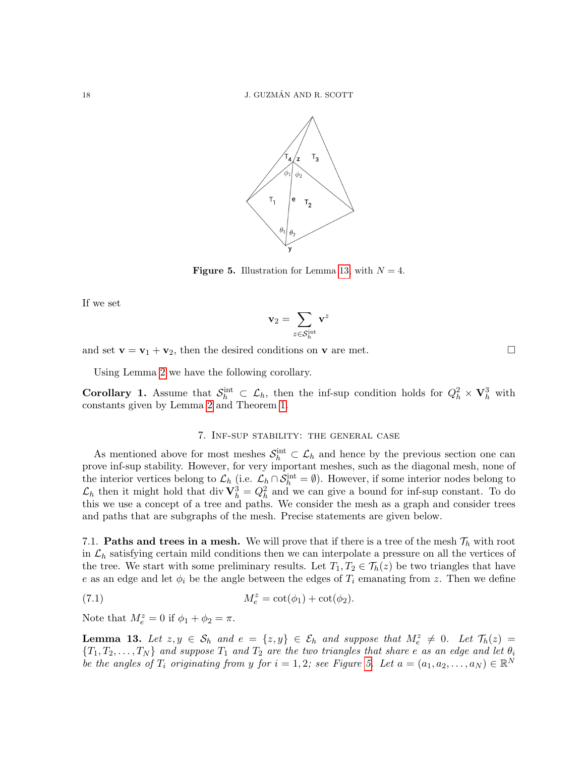**Figure 5.** Illustration for Lemma 13 with $N = 4$.

If we set

$$\mathbf{v}_2 = \sum_{z \in \mathcal{S}_h^{\text{int}}} \mathbf{v}^z$$

and set $\mathbf{v} = \mathbf{v}_1 + \mathbf{v}_2$, then the desired conditions on $\mathbf{v}$ are met. $\square$

Using Lemma 2 we have the following corollary.

**Corollary 1.** Assume that $\mathcal{S}_h^{\text{int}} \subset \mathcal{L}_h$, then the inf-sup condition holds for $Q_h^2 \times \mathbf{V}_h^3$ with constants given by Lemma 2 and Theorem 1.

## 7. Inf-sup stability: the general case

As mentioned above for most meshes $\mathcal{S}_h^{\text{int}} \subset \mathcal{L}_h$ and hence by the previous section one can prove inf-sup stability. However, for very important meshes, such as the diagonal mesh, none of the interior vertices belong to $\mathcal{L}_h$ (i.e. $\mathcal{L}_h \cap \mathcal{S}_h^{\text{int}} = \emptyset$). However, if some interior nodes belong to $\mathcal{L}_h$ then it might hold that $\operatorname{div} \mathbf{V}_h^3 = Q_h^2$ and we can give a bound for inf-sup constant. To do this we use a concept of a tree and paths. We consider the mesh as a graph and consider trees and paths that are subgraphs of the mesh. Precise statements are given below.

### 7.1. Paths and trees in a mesh.

We will prove that if there is a tree of the mesh $\mathcal{T}_h$ with root in $\mathcal{L}_h$ satisfying certain mild conditions then we can interpolate a pressure on all the vertices of the tree. We start with some preliminary results. Let $T_1, T_2 \in \mathcal{T}_h(z)$ be two triangles that have $e$ as an edge and let $\phi_i$ be the angle between the edges of $T_i$ emanating from $z$. Then we define

$$M_e^z = \cot(\phi_1) + \cot(\phi_2). \tag{7.1}$$

Note that $M_e^z = 0$ if $\phi_1 + \phi_2 = \pi$.

**Lemma 13.** *Let $z, y \in \mathcal{S}_h$ and $e = \{z, y\} \in \mathcal{E}_h$ and suppose that $M_e^z \neq 0$. Let $\mathcal{T}_h(z) = \{T_1, T_2, \ldots, T_N\}$ and suppose $T_1$ and $T_2$ are the two triangles that share $e$ as an edge and let $\theta_i$ be the angles of $T_i$ originating from $y$ for $i = 1, 2$; see Figure 5. Let $a = (a_1, a_2, \ldots, a_N) \in \mathbb{R}^N$*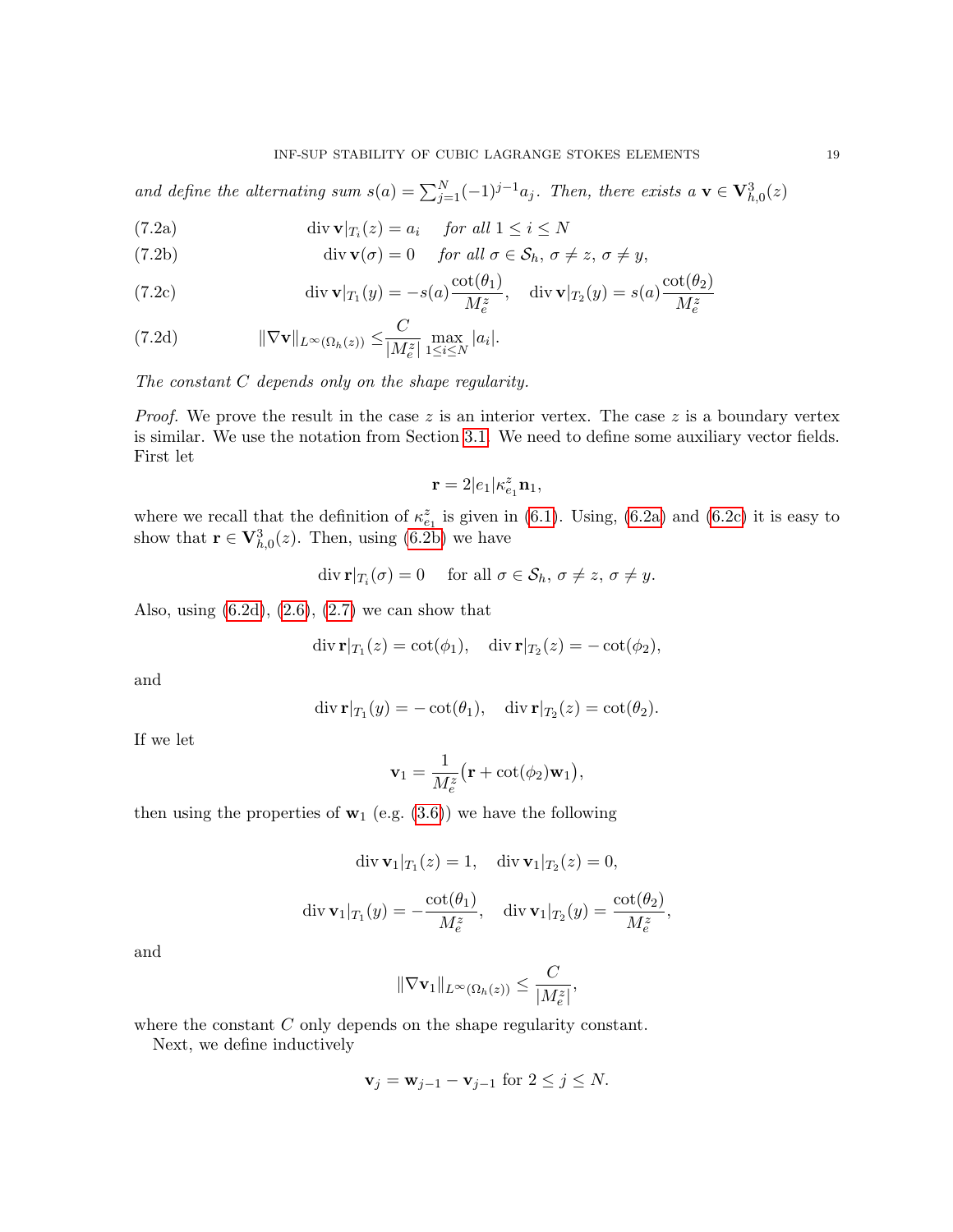*and define the alternating sum* $s(a) = \sum_{j=1}^{N} (-1)^{j-1} a_j$. *Then, there exists a* $\mathbf{v} \in \mathbf{V}_{h,0}^3(z)$

$$\operatorname{div} \mathbf{v}|_{T_i}(z) = a_i \quad \text{for all } 1 \le i \le N \tag{7.2a}$$

$$\operatorname{div} \mathbf{v}(\sigma) = 0 \quad \text{for all } \sigma \in \mathcal{S}_h,\ \sigma \ne z,\ \sigma \ne y, \tag{7.2b}$$

$$\operatorname{div} \mathbf{v}|_{T_1}(y) = -s(a)\frac{\cot(\theta_1)}{M_e^z}, \quad \operatorname{div} \mathbf{v}|_{T_2}(y) = s(a)\frac{\cot(\theta_2)}{M_e^z} \tag{7.2c}$$

$$\|\nabla \mathbf{v}\|_{L^\infty(\Omega_h(z))} \le \frac{C}{|M_e^z|} \max_{1 \le i \le N} |a_i|. \tag{7.2d}$$

*The constant* $C$ *depends only on the shape regularity.*

*Proof.* We prove the result in the case $z$ is an interior vertex. The case $z$ is a boundary vertex is similar. We use the notation from Section 3.1. We need to define some auxiliary vector fields. First let

$$\mathbf{r} = 2|e_1|\kappa_{e_1}^z \mathbf{n}_1,$$

where we recall that the definition of $\kappa_{e_1}^z$ is given in (6.1). Using, (6.2a) and (6.2c) it is easy to show that $\mathbf{r} \in \mathbf{V}_{h,0}^3(z)$. Then, using (6.2b) we have

$$\operatorname{div} \mathbf{r}|_{T_i}(\sigma) = 0 \quad \text{for all } \sigma \in \mathcal{S}_h,\ \sigma \ne z,\ \sigma \ne y.$$

Also, using (6.2d), (2.6), (2.7) we can show that

$$\operatorname{div} \mathbf{r}|_{T_1}(z) = \cot(\phi_1), \quad \operatorname{div} \mathbf{r}|_{T_2}(z) = -\cot(\phi_2),$$

and

$$\operatorname{div} \mathbf{r}|_{T_1}(y) = -\cot(\theta_1), \quad \operatorname{div} \mathbf{r}|_{T_2}(z) = \cot(\theta_2).$$

If we let

$$\mathbf{v}_1 = \frac{1}{M_e^z}\big(\mathbf{r} + \cot(\phi_2)\mathbf{w}_1\big),$$

then using the properties of $\mathbf{w}_1$ (e.g. (3.6)) we have the following

$$\operatorname{div} \mathbf{v}_1|_{T_1}(z) = 1, \quad \operatorname{div} \mathbf{v}_1|_{T_2}(z) = 0,$$

$$\operatorname{div} \mathbf{v}_1|_{T_1}(y) = -\frac{\cot(\theta_1)}{M_e^z}, \quad \operatorname{div} \mathbf{v}_1|_{T_2}(y) = \frac{\cot(\theta_2)}{M_e^z},$$

and

$$\|\nabla \mathbf{v}_1\|_{L^\infty(\Omega_h(z))} \le \frac{C}{|M_e^z|},$$

where the constant $C$ only depends on the shape regularity constant.

Next, we define inductively

$$\mathbf{v}_j = \mathbf{w}_{j-1} - \mathbf{v}_{j-1} \text{ for } 2 \le j \le N.$$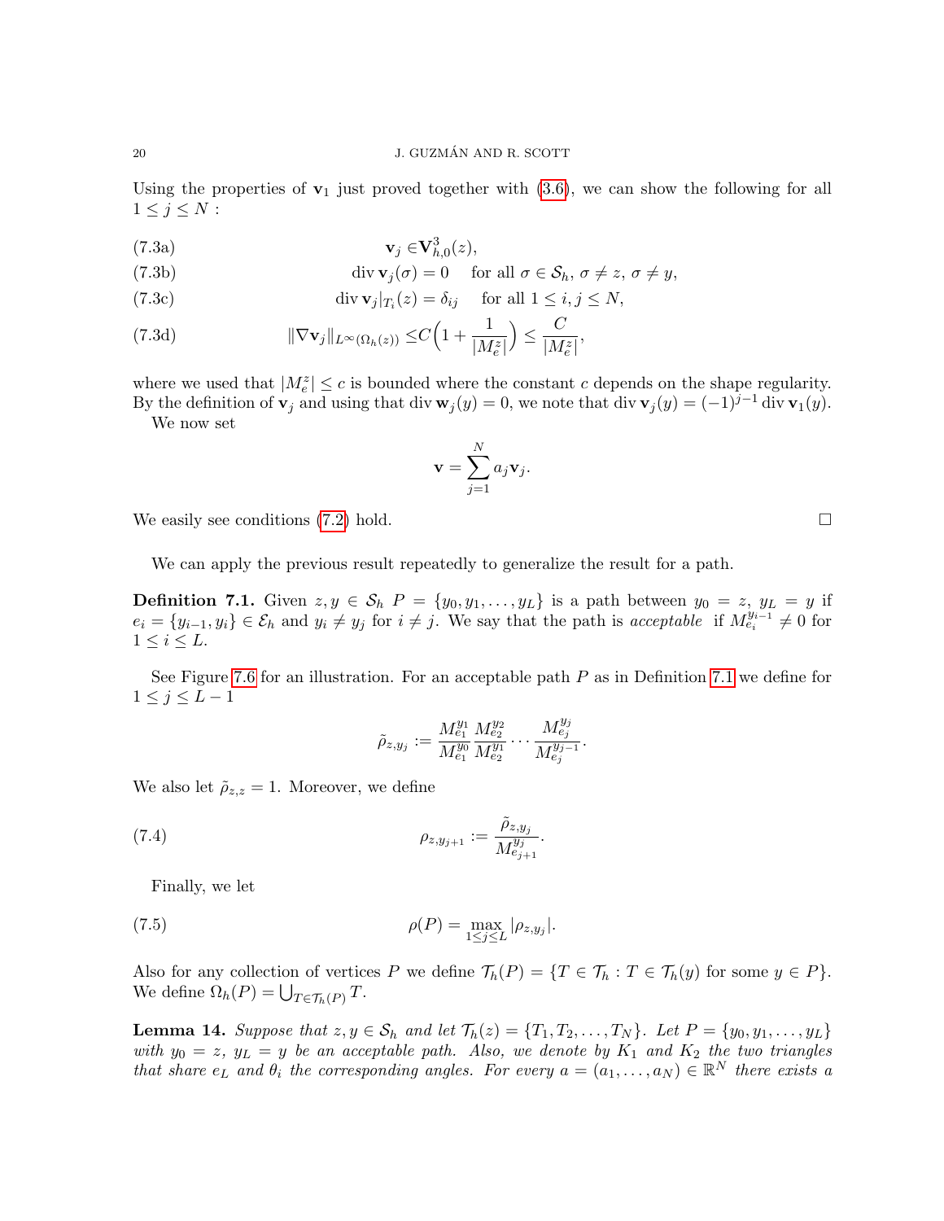Using the properties of $\mathbf{v}_1$ just proved together with (3.6), we can show the following for all $1 \le j \le N$ :

$$\mathbf{v}_j \in \mathbf{V}^3_{h,0}(z), \tag{7.3a}$$

$$\operatorname{div} \mathbf{v}_j(\sigma) = 0 \quad \text{for all } \sigma \in \mathcal{S}_h,\ \sigma \neq z,\ \sigma \neq y, \tag{7.3b}$$

$$\operatorname{div} \mathbf{v}_j|_{T_i}(z) = \delta_{ij} \quad \text{for all } 1 \le i, j \le N, \tag{7.3c}$$

$$\|\nabla \mathbf{v}_j\|_{L^\infty(\Omega_h(z))} \le C\Big(1 + \frac{1}{|M_e^z|}\Big) \le \frac{C}{|M_e^z|}, \tag{7.3d}$$

where we used that $|M_e^z| \le c$ is bounded where the constant $c$ depends on the shape regularity. By the definition of $\mathbf{v}_j$ and using that $\operatorname{div} \mathbf{w}_j(y) = 0$, we note that $\operatorname{div} \mathbf{v}_j(y) = (-1)^{j-1} \operatorname{div} \mathbf{v}_1(y)$.

We now set

$$\mathbf{v} = \sum_{j=1}^{N} a_j \mathbf{v}_j.$$

We easily see conditions (7.2) hold. $\square$

We can apply the previous result repeatedly to generalize the result for a path.

**Definition 7.1.** Given $z, y \in \mathcal{S}_h$ $P = \{y_0, y_1, \ldots, y_L\}$ is a path between $y_0 = z$, $y_L = y$ if $e_i = \{y_{i-1}, y_i\} \in \mathcal{E}_h$ and $y_i \neq y_j$ for $i \neq j$. We say that the path is *acceptable* if $M_{e_i}^{y_{i-1}} \neq 0$ for $1 \le i \le L$.

See Figure 7.6 for an illustration. For an acceptable path $P$ as in Definition 7.1 we define for $1 \le j \le L-1$

$$\tilde{\rho}_{z,y_j} := \frac{M_{e_1}^{y_1}}{M_{e_1}^{y_0}} \frac{M_{e_2}^{y_2}}{M_{e_2}^{y_1}} \cdots \frac{M_{e_j}^{y_j}}{M_{e_j}^{y_{j-1}}}.$$

We also let $\tilde{\rho}_{z,z} = 1$. Moreover, we define

$$\rho_{z,y_{j+1}} := \frac{\tilde{\rho}_{z,y_j}}{M_{e_{j+1}}^{y_j}}. \tag{7.4}$$

Finally, we let

$$\rho(P) = \max_{1 \le j \le L} |\rho_{z,y_j}|. \tag{7.5}$$

Also for any collection of vertices $P$ we define $\mathcal{T}_h(P) = \{T \in \mathcal{T}_h : T \in \mathcal{T}_h(y) \text{ for some } y \in P\}$. We define $\Omega_h(P) = \bigcup_{T \in \mathcal{T}_h(P)} T$.

**Lemma 14.** *Suppose that $z, y \in \mathcal{S}_h$ and let $\mathcal{T}_h(z) = \{T_1, T_2, \ldots, T_N\}$. Let $P = \{y_0, y_1, \ldots, y_L\}$ with $y_0 = z$, $y_L = y$ be an acceptable path. Also, we denote by $K_1$ and $K_2$ the two triangles that share $e_L$ and $\theta_i$ the corresponding angles. For every $a = (a_1, \ldots, a_N) \in \mathbb{R}^N$ there exists a*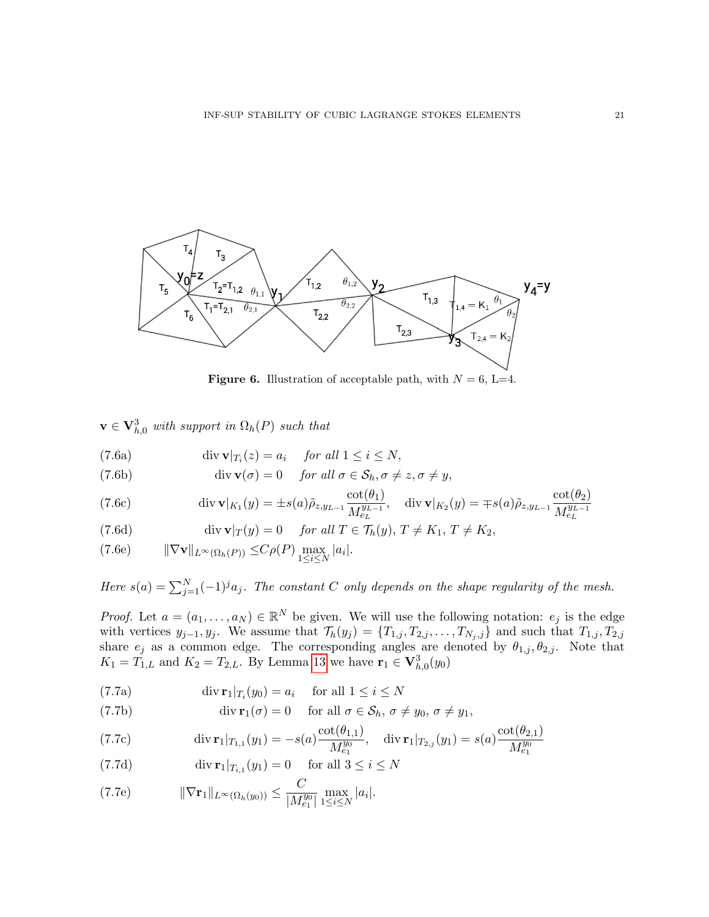Figure 6. Illustration of acceptable path, with $N = 6$, L=4.

$\mathbf{v} \in \mathbf{V}_{h,0}^3$ *with support in* $\Omega_h(P)$ *such that*

$$\operatorname{div} \mathbf{v}|_{T_i}(z) = a_i \quad \text{for all } 1 \le i \le N, \tag{7.6a}$$

$$\operatorname{div} \mathbf{v}(\sigma) = 0 \quad \text{for all } \sigma \in \mathcal{S}_h, \sigma \neq z, \sigma \neq y, \tag{7.6b}$$

$$\operatorname{div} \mathbf{v}|_{K_1}(y) = \pm s(a) \tilde{\rho}_{z,y_{L-1}} \frac{\cot(\theta_1)}{M_{e_L}^{y_{L-1}}}, \quad \operatorname{div} \mathbf{v}|_{K_2}(y) = \mp s(a) \tilde{\rho}_{z,y_{L-1}} \frac{\cot(\theta_2)}{M_{e_L}^{y_{L-1}}} \tag{7.6c}$$

$$\operatorname{div} \mathbf{v}|_T(y) = 0 \quad \text{for all } T \in \mathcal{T}_h(y),\, T \neq K_1,\, T \neq K_2, \tag{7.6d}$$

$$\|\nabla \mathbf{v}\|_{L^\infty(\Omega_h(P))} \le C\rho(P) \max_{1 \le i \le N} |a_i|. \tag{7.6e}$$

*Here* $s(a) = \sum_{j=1}^N (-1)^j a_j$. *The constant* $C$ *only depends on the shape regularity of the mesh.*

*Proof.* Let $a = (a_1, \ldots, a_N) \in \mathbb{R}^N$ be given. We will use the following notation: $e_j$ is the edge with vertices $y_{j-1}, y_j$. We assume that $\mathcal{T}_h(y_j) = \{T_{1,j}, T_{2,j}, \ldots, T_{N_j,j}\}$ and such that $T_{1,j}, T_{2,j}$ share $e_j$ as a common edge. The corresponding angles are denoted by $\theta_{1,j}, \theta_{2,j}$. Note that $K_1 = T_{1,L}$ and $K_2 = T_{2,L}$. By Lemma 13 we have $\mathbf{r}_1 \in \mathbf{V}_{h,0}^3(y_0)$

$$\operatorname{div} \mathbf{r}_1|_{T_i}(y_0) = a_i \quad \text{for all } 1 \le i \le N \tag{7.7a}$$

$$\operatorname{div} \mathbf{r}_1(\sigma) = 0 \quad \text{for all } \sigma \in \mathcal{S}_h,\, \sigma \neq y_0,\, \sigma \neq y_1, \tag{7.7b}$$

$$\operatorname{div} \mathbf{r}_1|_{T_{1,1}}(y_1) = -s(a) \frac{\cot(\theta_{1,1})}{M_{e_1}^{y_0}}, \quad \operatorname{div} \mathbf{r}_1|_{T_{2,j}}(y_1) = s(a) \frac{\cot(\theta_{2,1})}{M_{e_1}^{y_0}} \tag{7.7c}$$

$$\operatorname{div} \mathbf{r}_1|_{T_{i,1}}(y_1) = 0 \quad \text{for all } 3 \le i \le N \tag{7.7d}$$

$$\|\nabla \mathbf{r}_1\|_{L^\infty(\Omega_h(y_0))} \le \frac{C}{|M_{e_1}^{y_0}|} \max_{1 \le i \le N} |a_i|. \tag{7.7e}$$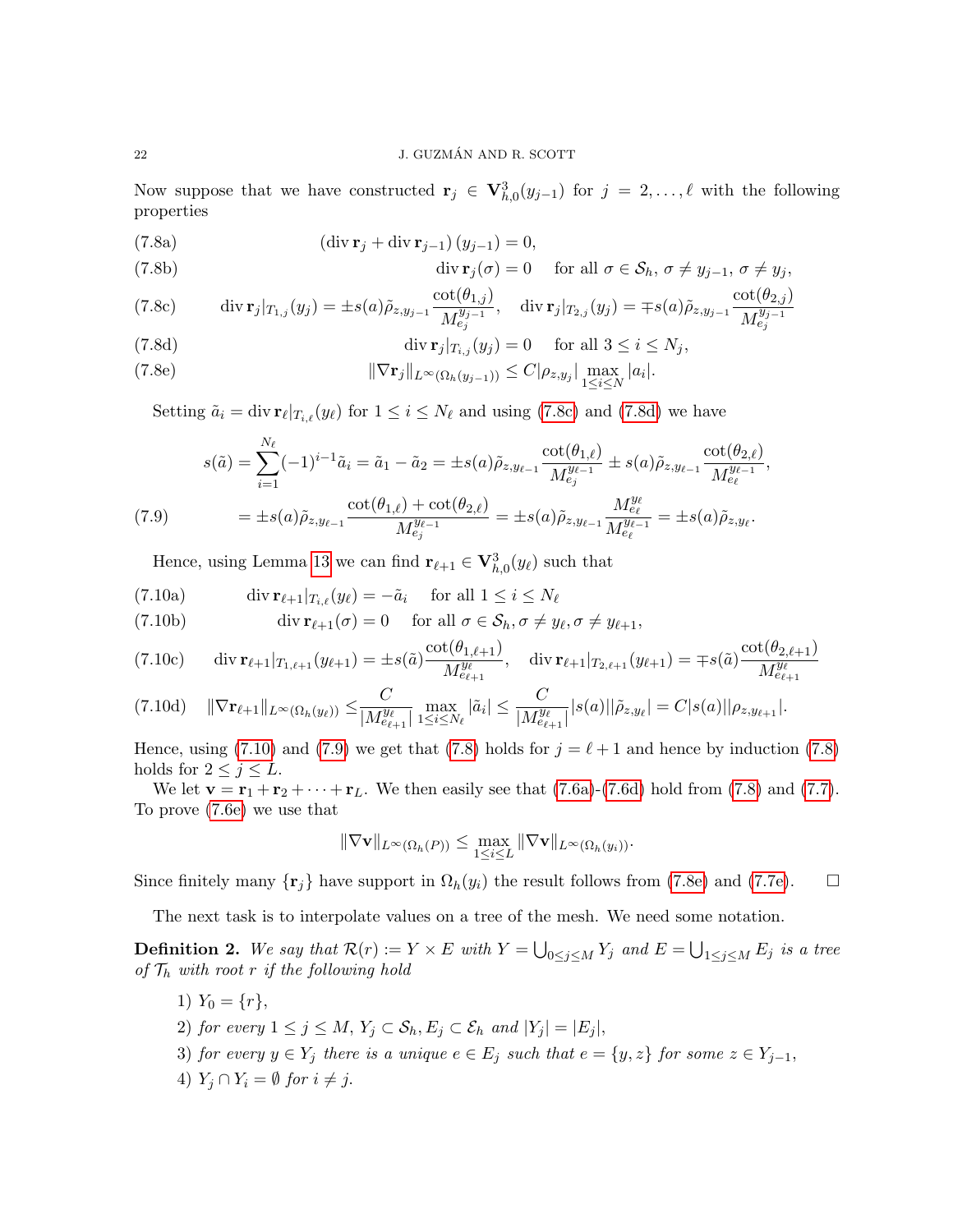Now suppose that we have constructed $\mathbf{r}_j \in \mathbf{V}^3_{h,0}(y_{j-1})$ for $j = 2, \ldots, \ell$ with the following properties

$$
\begin{aligned}
&(7.8a) \qquad (\operatorname{div} \mathbf{r}_j + \operatorname{div} \mathbf{r}_{j-1})(y_{j-1}) = 0, \\
&(7.8b) \qquad \operatorname{div} \mathbf{r}_j(\sigma) = 0 \quad \text{for all } \sigma \in \mathcal{S}_h, \sigma \neq y_{j-1}, \sigma \neq y_j, \\
&(7.8c) \qquad \operatorname{div} \mathbf{r}_j|_{T_{1,j}}(y_j) = \pm s(a)\tilde{\rho}_{z,y_{j-1}} \frac{\cot(\theta_{1,j})}{M^{y_{j-1}}_{e_j}}, \quad \operatorname{div} \mathbf{r}_j|_{T_{2,j}}(y_j) = \mp s(a)\tilde{\rho}_{z,y_{j-1}} \frac{\cot(\theta_{2,j})}{M^{y_{j-1}}_{e_j}} \\
&(7.8d) \qquad \operatorname{div} \mathbf{r}_j|_{T_{i,j}}(y_j) = 0 \quad \text{for all } 3 \leq i \leq N_j, \\
&(7.8e) \qquad \|\nabla \mathbf{r}_j\|_{L^\infty(\Omega_h(y_{j-1}))} \leq C|\rho_{z,y_j}| \max_{1 \leq i \leq N} |a_i|.
\end{aligned}
$$

Setting $\tilde{a}_i = \operatorname{div} \mathbf{r}_\ell|_{T_{i,\ell}}(y_\ell)$ for $1 \leq i \leq N_\ell$ and using (7.8c) and (7.8d) we have

$$
\begin{aligned}
s(\tilde{a}) &= \sum_{i=1}^{N_\ell} (-1)^{i-1}\tilde{a}_i = \tilde{a}_1 - \tilde{a}_2 = \pm s(a)\tilde{\rho}_{z,y_{\ell-1}} \frac{\cot(\theta_{1,\ell})}{M^{y_{\ell-1}}_{e_j}} \pm s(a)\tilde{\rho}_{z,y_{\ell-1}} \frac{\cot(\theta_{2,\ell})}{M^{y_{\ell-1}}_{e_\ell}}, \\
&= \pm s(a)\tilde{\rho}_{z,y_{\ell-1}} \frac{\cot(\theta_{1,\ell}) + \cot(\theta_{2,\ell})}{M^{y_{\ell-1}}_{e_j}} = \pm s(a)\tilde{\rho}_{z,y_{\ell-1}} \frac{M^{y_\ell}_{e_\ell}}{M^{y_{\ell-1}}_{e_\ell}} = \pm s(a)\tilde{\rho}_{z,y_\ell}. \qquad (7.9)
\end{aligned}
$$

Hence, using Lemma 13 we can find $\mathbf{r}_{\ell+1} \in \mathbf{V}^3_{h,0}(y_\ell)$ such that

$$
\begin{aligned}
&(7.10a) \qquad \operatorname{div} \mathbf{r}_{\ell+1}|_{T_{i,\ell}}(y_\ell) = -\tilde{a}_i \quad \text{for all } 1 \leq i \leq N_\ell \\
&(7.10b) \qquad \operatorname{div} \mathbf{r}_{\ell+1}(\sigma) = 0 \quad \text{for all } \sigma \in \mathcal{S}_h, \sigma \neq y_\ell, \sigma \neq y_{\ell+1}, \\
&(7.10c) \qquad \operatorname{div} \mathbf{r}_{\ell+1}|_{T_{1,\ell+1}}(y_{\ell+1}) = \pm s(\tilde{a}) \frac{\cot(\theta_{1,\ell+1})}{M^{y_\ell}_{e_{\ell+1}}}, \quad \operatorname{div} \mathbf{r}_{\ell+1}|_{T_{2,\ell+1}}(y_{\ell+1}) = \mp s(\tilde{a}) \frac{\cot(\theta_{2,\ell+1})}{M^{y_\ell}_{e_{\ell+1}}} \\
&(7.10d) \qquad \|\nabla \mathbf{r}_{\ell+1}\|_{L^\infty(\Omega_h(y_\ell))} \leq \frac{C}{|M^{y_\ell}_{e_{\ell+1}}|} \max_{1 \leq i \leq N_\ell} |\tilde{a}_i| \leq \frac{C}{|M^{y_\ell}_{e_{\ell+1}}|} |s(a)||\tilde{\rho}_{z,y_\ell}| = C|s(a)||\rho_{z,y_{\ell+1}}|.
\end{aligned}
$$

Hence, using (7.10) and (7.9) we get that (7.8) holds for $j = \ell + 1$ and hence by induction (7.8) holds for $2 \leq j \leq L$.

We let $\mathbf{v} = \mathbf{r}_1 + \mathbf{r}_2 + \cdots + \mathbf{r}_L$. We then easily see that (7.6a)-(7.6d) hold from (7.8) and (7.7). To prove (7.6e) we use that

$$
\|\nabla \mathbf{v}\|_{L^\infty(\Omega_h(P))} \leq \max_{1 \leq i \leq L} \|\nabla \mathbf{v}\|_{L^\infty(\Omega_h(y_i))}.
$$

Since finitely many $\{\mathbf{r}_j\}$ have support in $\Omega_h(y_i)$ the result follows from (7.8e) and (7.7e). $\square$

The next task is to interpolate values on a tree of the mesh. We need some notation.

**Definition 2.** *We say that $\mathcal{R}(r) := Y \times E$ with $Y = \bigcup_{0 \leq j \leq M} Y_j$ and $E = \bigcup_{1 \leq j \leq M} E_j$ is a tree of $\mathcal{T}_h$ with root $r$ if the following hold*

1) *$Y_0 = \{r\}$,*
2) *for every $1 \leq j \leq M$, $Y_j \subset \mathcal{S}_h$, $E_j \subset \mathcal{E}_h$ and $|Y_j| = |E_j|$,*
3) *for every $y \in Y_j$ there is a unique $e \in E_j$ such that $e = \{y, z\}$ for some $z \in Y_{j-1}$,*
4) *$Y_j \cap Y_i = \emptyset$ for $i \neq j$.*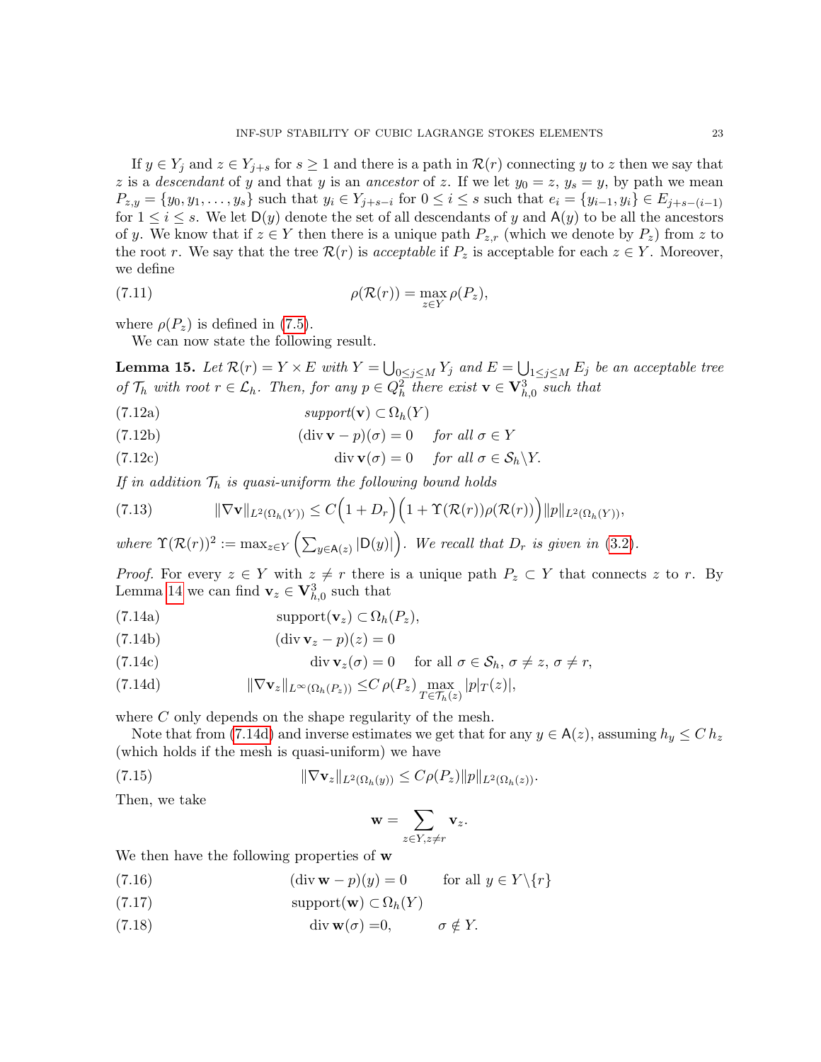If $y \in Y_j$ and $z \in Y_{j+s}$ for $s \geq 1$ and there is a path in $\mathcal{R}(r)$ connecting $y$ to $z$ then we say that $z$ is a *descendant* of $y$ and that $y$ is an *ancestor* of $z$. If we let $y_0 = z$, $y_s = y$, by path we mean $P_{z,y} = \{y_0, y_1, \ldots, y_s\}$ such that $y_i \in Y_{j+s-i}$ for $0 \leq i \leq s$ such that $e_i = \{y_{i-1}, y_i\} \in E_{j+s-(i-1)}$ for $1 \leq i \leq s$. We let $\mathsf{D}(y)$ denote the set of all descendants of $y$ and $\mathsf{A}(y)$ to be all the ancestors of $y$. We know that if $z \in Y$ then there is a unique path $P_{z,r}$ (which we denote by $P_z$) from $z$ to the root $r$. We say that the tree $\mathcal{R}(r)$ is *acceptable* if $P_z$ is acceptable for each $z \in Y$. Moreover, we define

$$\rho(\mathcal{R}(r)) = \max_{z \in Y} \rho(P_z), \tag{7.11}$$

where $\rho(P_z)$ is defined in (7.5).

We can now state the following result.

**Lemma 15.** *Let $\mathcal{R}(r) = Y \times E$ with $Y = \bigcup_{0 \leq j \leq M} Y_j$ and $E = \bigcup_{1 \leq j \leq M} E_j$ be an acceptable tree of $\mathcal{T}_h$ with root $r \in \mathcal{L}_h$. Then, for any $p \in Q_h^2$ there exist $\mathbf{v} \in \mathbf{V}_{h,0}^3$ such that*

$$support(\mathbf{v}) \subset \Omega_h(Y) \tag{7.12a}$$

$$(\operatorname{div} \mathbf{v} - p)(\sigma) = 0 \quad \textit{for all } \sigma \in Y \tag{7.12b}$$

$$\operatorname{div} \mathbf{v}(\sigma) = 0 \quad \textit{for all } \sigma \in \mathcal{S}_h \backslash Y. \tag{7.12c}$$

*If in addition $\mathcal{T}_h$ is quasi-uniform the following bound holds*

$$\|\nabla \mathbf{v}\|_{L^2(\Omega_h(Y))} \leq C\Big(1 + D_r\Big)\Big(1 + \Upsilon(\mathcal{R}(r))\rho(\mathcal{R}(r))\Big)\|p\|_{L^2(\Omega_h(Y))}, \tag{7.13}$$

*where $\Upsilon(\mathcal{R}(r))^2 := \max_{z \in Y} \Big(\sum_{y \in \mathsf{A}(z)} |\mathsf{D}(y)|\Big)$. We recall that $D_r$ is given in (3.2).*

*Proof.* For every $z \in Y$ with $z \neq r$ there is a unique path $P_z \subset Y$ that connects $z$ to $r$. By Lemma 14 we can find $\mathbf{v}_z \in \mathbf{V}_{h,0}^3$ such that

$$\text{support}(\mathbf{v}_z) \subset \Omega_h(P_z), \tag{7.14a}$$

$$(\operatorname{div} \mathbf{v}_z - p)(z) = 0 \tag{7.14b}$$

$$\operatorname{div} \mathbf{v}_z(\sigma) = 0 \quad \text{for all } \sigma \in \mathcal{S}_h,\ \sigma \neq z,\ \sigma \neq r, \tag{7.14c}$$

$$\|\nabla \mathbf{v}_z\|_{L^\infty(\Omega_h(P_z))} \leq C\, \rho(P_z) \max_{T \in \mathcal{T}_h(z)} |p|_T(z)|, \tag{7.14d}$$

where $C$ only depends on the shape regularity of the mesh.

Note that from (7.14d) and inverse estimates we get that for any $y \in \mathsf{A}(z)$, assuming $h_y \leq C\, h_z$ (which holds if the mesh is quasi-uniform) we have

$$\|\nabla \mathbf{v}_z\|_{L^2(\Omega_h(y))} \leq C \rho(P_z) \|p\|_{L^2(\Omega_h(z))}. \tag{7.15}$$

Then, we take

$$\mathbf{w} = \sum_{z \in Y, z \neq r} \mathbf{v}_z.$$

We then have the following properties of $\mathbf{w}$

$$(\operatorname{div} \mathbf{w} - p)(y) = 0 \qquad \text{for all } y \in Y \backslash \{r\} \tag{7.16}$$

$$\text{support}(\mathbf{w}) \subset \Omega_h(Y) \tag{7.17}$$

$$\operatorname{div} \mathbf{w}(\sigma) = 0, \qquad \sigma \notin Y. \tag{7.18}$$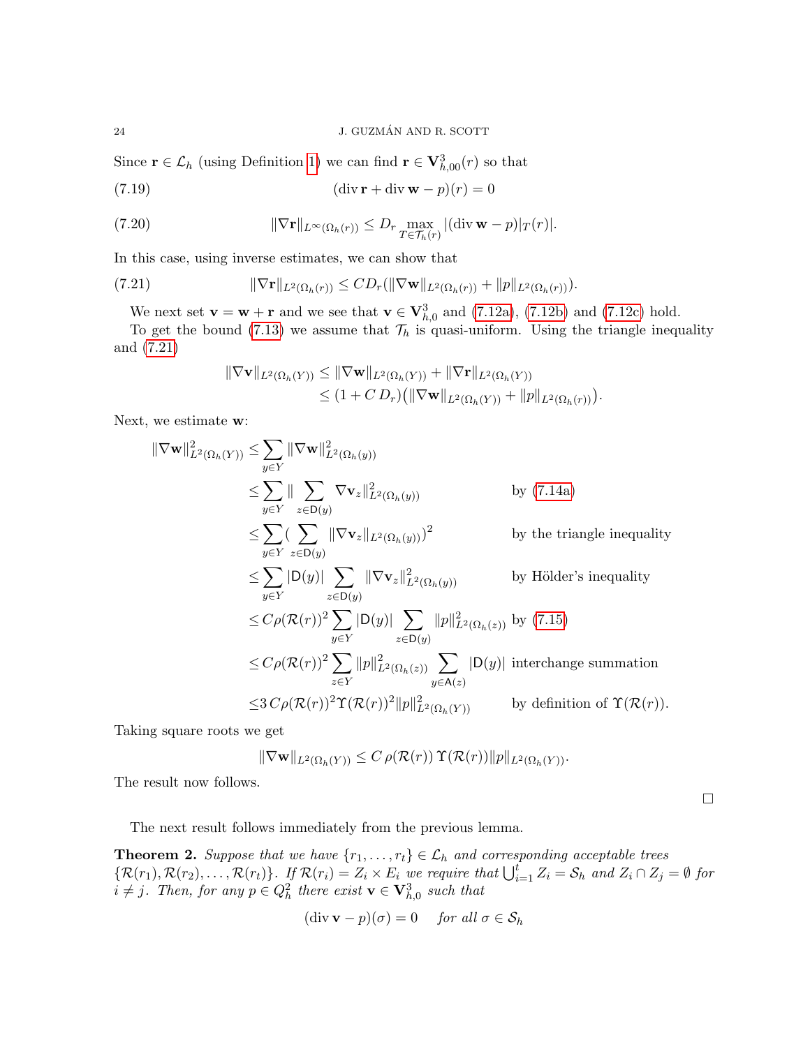Since $\mathbf{r} \in \mathcal{L}_h$ (using Definition 1) we can find $\mathbf{r} \in \mathbf{V}^3_{h,00}(r)$ so that

$$(\operatorname{div} \mathbf{r} + \operatorname{div} \mathbf{w} - p)(r) = 0 \tag{7.19}$$

$$\|\nabla \mathbf{r}\|_{L^\infty(\Omega_h(r))} \le D_r \max_{T \in \mathcal{T}_h(r)} |(\operatorname{div} \mathbf{w} - p)|_T(r)|. \tag{7.20}$$

In this case, using inverse estimates, we can show that

$$\|\nabla \mathbf{r}\|_{L^2(\Omega_h(r))} \le C D_r (\|\nabla \mathbf{w}\|_{L^2(\Omega_h(r))} + \|p\|_{L^2(\Omega_h(r))}). \tag{7.21}$$

We next set $\mathbf{v} = \mathbf{w} + \mathbf{r}$ and we see that $\mathbf{v} \in \mathbf{V}^3_{h,0}$ and (7.12a), (7.12b) and (7.12c) hold.

To get the bound (7.13) we assume that $\mathcal{T}_h$ is quasi-uniform. Using the triangle inequality and (7.21)

$$\begin{aligned}
\|\nabla \mathbf{v}\|_{L^2(\Omega_h(Y))} &\le \|\nabla \mathbf{w}\|_{L^2(\Omega_h(Y))} + \|\nabla \mathbf{r}\|_{L^2(\Omega_h(Y))} \\
&\le (1 + C\, D_r)\big(\|\nabla \mathbf{w}\|_{L^2(\Omega_h(Y))} + \|p\|_{L^2(\Omega_h(r))}\big).
\end{aligned}$$

Next, we estimate $\mathbf{w}$:

$$\begin{aligned}
\|\nabla \mathbf{w}\|^2_{L^2(\Omega_h(Y))} &\le \sum_{y \in Y} \|\nabla \mathbf{w}\|^2_{L^2(\Omega_h(y))} \\
&\le \sum_{y \in Y} \| \sum_{z \in \mathsf{D}(y)} \nabla \mathbf{v}_z\|^2_{L^2(\Omega_h(y))} && \text{by (7.14a)} \\
&\le \sum_{y \in Y} \big( \sum_{z \in \mathsf{D}(y)} \|\nabla \mathbf{v}_z\|_{L^2(\Omega_h(y))}\big)^2 && \text{by the triangle inequality} \\
&\le \sum_{y \in Y} |\mathsf{D}(y)| \sum_{z \in \mathsf{D}(y)} \|\nabla \mathbf{v}_z\|^2_{L^2(\Omega_h(y))} && \text{by Hölder's inequality} \\
&\le C\rho(\mathcal{R}(r))^2 \sum_{y \in Y} |\mathsf{D}(y)| \sum_{z \in \mathsf{D}(y)} \|p\|^2_{L^2(\Omega_h(z))} && \text{by (7.15)} \\
&\le C\rho(\mathcal{R}(r))^2 \sum_{z \in Y} \|p\|^2_{L^2(\Omega_h(z))} \sum_{y \in \mathsf{A}(z)} |\mathsf{D}(y)| && \text{interchange summation} \\
&\le 3\, C\rho(\mathcal{R}(r))^2 \Upsilon(\mathcal{R}(r))^2 \|p\|^2_{L^2(\Omega_h(Y))} && \text{by definition of } \Upsilon(\mathcal{R}(r)).
\end{aligned}$$

Taking square roots we get

$$\|\nabla \mathbf{w}\|_{L^2(\Omega_h(Y))} \le C\, \rho(\mathcal{R}(r))\, \Upsilon(\mathcal{R}(r)) \|p\|_{L^2(\Omega_h(Y))}.$$

The result now follows.

□

The next result follows immediately from the previous lemma.

**Theorem 2.** *Suppose that we have $\{r_1, \ldots, r_t\} \in \mathcal{L}_h$ and corresponding acceptable trees $\{\mathcal{R}(r_1), \mathcal{R}(r_2), \ldots, \mathcal{R}(r_t)\}$. If $\mathcal{R}(r_i) = Z_i \times E_i$ we require that $\bigcup_{i=1}^t Z_i = \mathcal{S}_h$ and $Z_i \cap Z_j = \emptyset$ for $i \neq j$. Then, for any $p \in Q^2_h$ there exist $\mathbf{v} \in \mathbf{V}^3_{h,0}$ such that*

$$(\operatorname{div} \mathbf{v} - p)(\sigma) = 0 \quad \text{for all } \sigma \in \mathcal{S}_h$$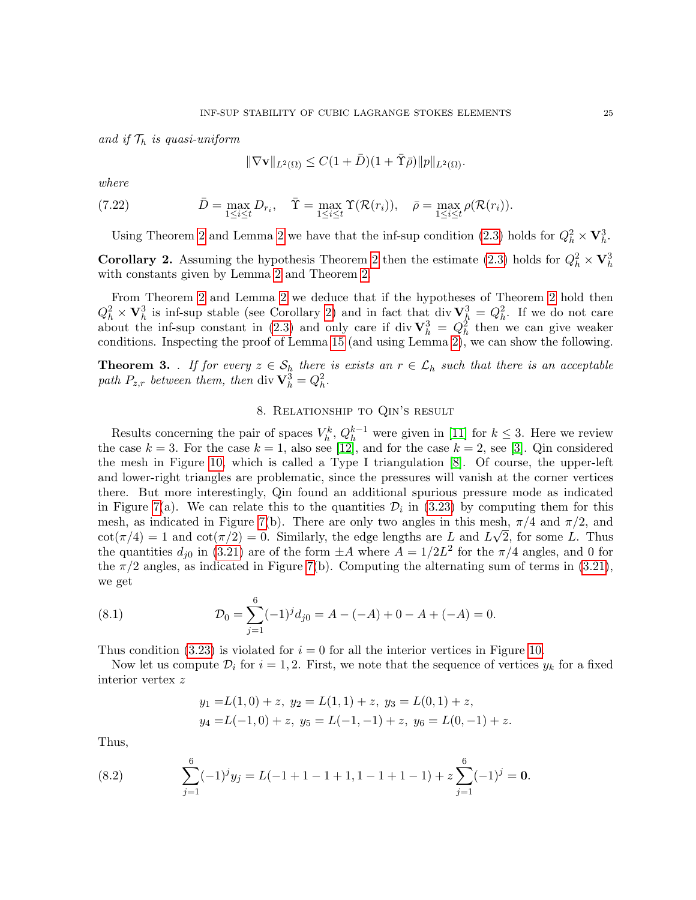*and if $\mathcal{T}_h$ is quasi-uniform*

$$\|\nabla \mathbf{v}\|_{L^2(\Omega)} \le C(1+\bar{D})(1+\bar{\Upsilon}\bar{\rho})\|p\|_{L^2(\Omega)}.$$

*where*

$$\bar{D} = \max_{1\le i\le t} D_{r_i}, \quad \bar{\Upsilon} = \max_{1\le i\le t} \Upsilon(\mathcal{R}(r_i)), \quad \bar{\rho} = \max_{1\le i\le t} \rho(\mathcal{R}(r_i)). \tag{7.22}$$

Using Theorem 2 and Lemma 2 we have that the inf-sup condition (2.3) holds for $Q_h^2 \times \mathbf{V}_h^3$.

**Corollary 2.** Assuming the hypothesis Theorem 2 then the estimate (2.3) holds for $Q_h^2 \times \mathbf{V}_h^3$ with constants given by Lemma 2 and Theorem 2.

From Theorem 2 and Lemma 2 we deduce that if the hypotheses of Theorem 2 hold then $Q_h^2 \times \mathbf{V}_h^3$ is inf-sup stable (see Corollary 2) and in fact that $\operatorname{div} \mathbf{V}_h^3 = Q_h^2$. If we do not care about the inf-sup constant in (2.3) and only care if $\operatorname{div} \mathbf{V}_h^3 = Q_h^2$ then we can give weaker conditions. Inspecting the proof of Lemma 15 (and using Lemma 2), we can show the following.

**Theorem 3.** . *If for every $z \in \mathcal{S}_h$ there is exists an $r \in \mathcal{L}_h$ such that there is an acceptable path $P_{z,r}$ between them, then $\operatorname{div} \mathbf{V}_h^3 = Q_h^2$.*

## 8. Relationship to Qin's result

Results concerning the pair of spaces $V_h^k$, $Q_h^{k-1}$ were given in [11] for $k \le 3$. Here we review the case $k = 3$. For the case $k = 1$, also see [12], and for the case $k = 2$, see [3]. Qin considered the mesh in Figure 10, which is called a Type I triangulation [8]. Of course, the upper-left and lower-right triangles are problematic, since the pressures will vanish at the corner vertices there. But more interestingly, Qin found an additional spurious pressure mode as indicated in Figure 7(a). We can relate this to the quantities $\mathcal{D}_i$ in (3.23) by computing them for this mesh, as indicated in Figure 7(b). There are only two angles in this mesh, $\pi/4$ and $\pi/2$, and $\cot(\pi/4) = 1$ and $\cot(\pi/2) = 0$. Similarly, the edge lengths are $L$ and $L\sqrt{2}$, for some $L$. Thus the quantities $d_{j0}$ in (3.21) are of the form $\pm A$ where $A = 1/2L^2$ for the $\pi/4$ angles, and 0 for the $\pi/2$ angles, as indicated in Figure 7(b). Computing the alternating sum of terms in (3.21), we get

$$\mathcal{D}_0 = \sum_{j=1}^{6} (-1)^j d_{j0} = A - (-A) + 0 - A + (-A) = 0. \tag{8.1}$$

Thus condition (3.23) is violated for $i = 0$ for all the interior vertices in Figure 10.

Now let us compute $\mathcal{D}_i$ for $i = 1, 2$. First, we note that the sequence of vertices $y_k$ for a fixed interior vertex $z$

$$\begin{aligned} y_1 =& L(1,0) + z,\ y_2 = L(1,1) + z,\ y_3 = L(0,1) + z, \\ y_4 =& L(-1,0) + z,\ y_5 = L(-1,-1) + z,\ y_6 = L(0,-1) + z. \end{aligned}$$

Thus,

$$\sum_{j=1}^{6} (-1)^j y_j = L(-1+1-1+1, 1-1+1-1) + z\sum_{j=1}^{6}(-1)^j = \mathbf{0}. \tag{8.2}$$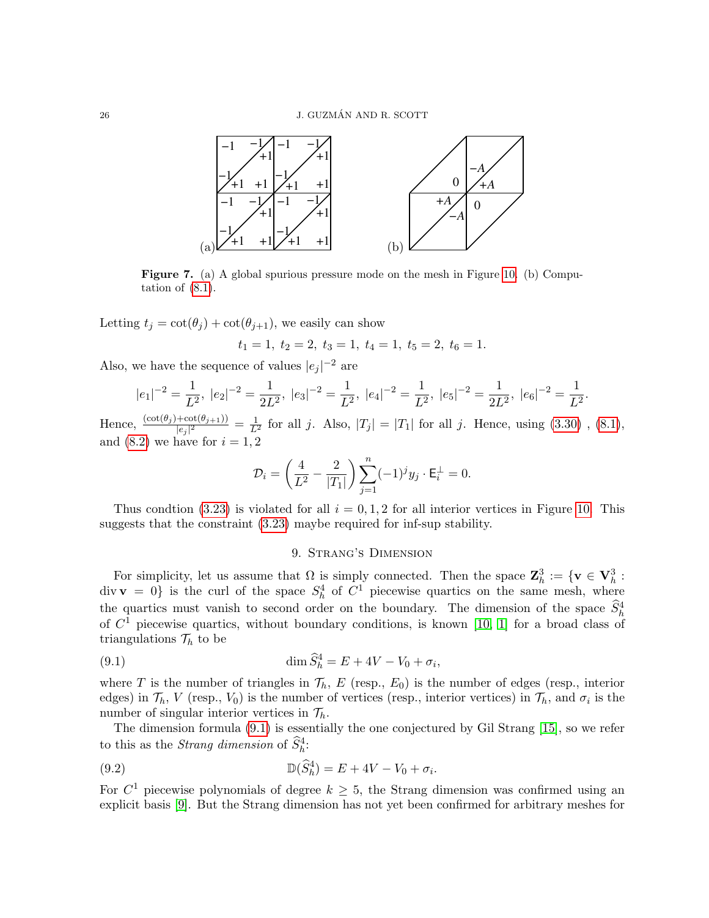**Figure 7.** (a) A global spurious pressure mode on the mesh in Figure 10. (b) Computation of (8.1).

Letting $t_j = \cot(\theta_j) + \cot(\theta_{j+1})$, we easily can show

$$t_1 = 1,\ t_2 = 2,\ t_3 = 1,\ t_4 = 1,\ t_5 = 2,\ t_6 = 1.$$

Also, we have the sequence of values $|e_j|^{-2}$ are

$$|e_1|^{-2} = \frac{1}{L^2},\ |e_2|^{-2} = \frac{1}{2L^2},\ |e_3|^{-2} = \frac{1}{L^2},\ |e_4|^{-2} = \frac{1}{L^2},\ |e_5|^{-2} = \frac{1}{2L^2},\ |e_6|^{-2} = \frac{1}{L^2}.$$

Hence, $\frac{(\cot(\theta_j)+\cot(\theta_{j+1}))}{|e_j|^2} = \frac{1}{L^2}$ for all $j$. Also, $|T_j| = |T_1|$ for all $j$. Hence, using (3.30) , (8.1), and (8.2) we have for $i = 1, 2$

$$\mathcal{D}_i = \left(\frac{4}{L^2} - \frac{2}{|T_1|}\right) \sum_{j=1}^{n} (-1)^j y_j \cdot \mathsf{E}_i^{\perp} = 0.$$

Thus condtion (3.23) is violated for all $i = 0, 1, 2$ for all interior vertices in Figure 10. This suggests that the constraint (3.23) maybe required for inf-sup stability.

## 9. Strang's Dimension

For simplicity, let us assume that $\Omega$ is simply connected. Then the space $\mathbf{Z}_h^3 := \{\mathbf{v} \in \mathbf{V}_h^3 : \operatorname{div} \mathbf{v} = 0\}$ is the curl of the space $S_h^4$ of $C^1$ piecewise quartics on the same mesh, where the quartics must vanish to second order on the boundary. The dimension of the space $\widehat{S}_h^4$ of $C^1$ piecewise quartics, without boundary conditions, is known [10, 1] for a broad class of triangulations $\mathcal{T}_h$ to be

$$\dim \widehat{S}_h^4 = E + 4V - V_0 + \sigma_i, \tag{9.1}$$

where $T$ is the number of triangles in $\mathcal{T}_h$, $E$ (resp., $E_0$) is the number of edges (resp., interior edges) in $\mathcal{T}_h$, $V$ (resp., $V_0$) is the number of vertices (resp., interior vertices) in $\mathcal{T}_h$, and $\sigma_i$ is the number of singular interior vertices in $\mathcal{T}_h$.

The dimension formula (9.1) is essentially the one conjectured by Gil Strang [15], so we refer to this as the *Strang dimension* of $\widehat{S}_h^4$:

$$\mathbb{D}(\widehat{S}_h^4) = E + 4V - V_0 + \sigma_i. \tag{9.2}$$

For $C^1$ piecewise polynomials of degree $k \geq 5$, the Strang dimension was confirmed using an explicit basis [9]. But the Strang dimension has not yet been confirmed for arbitrary meshes for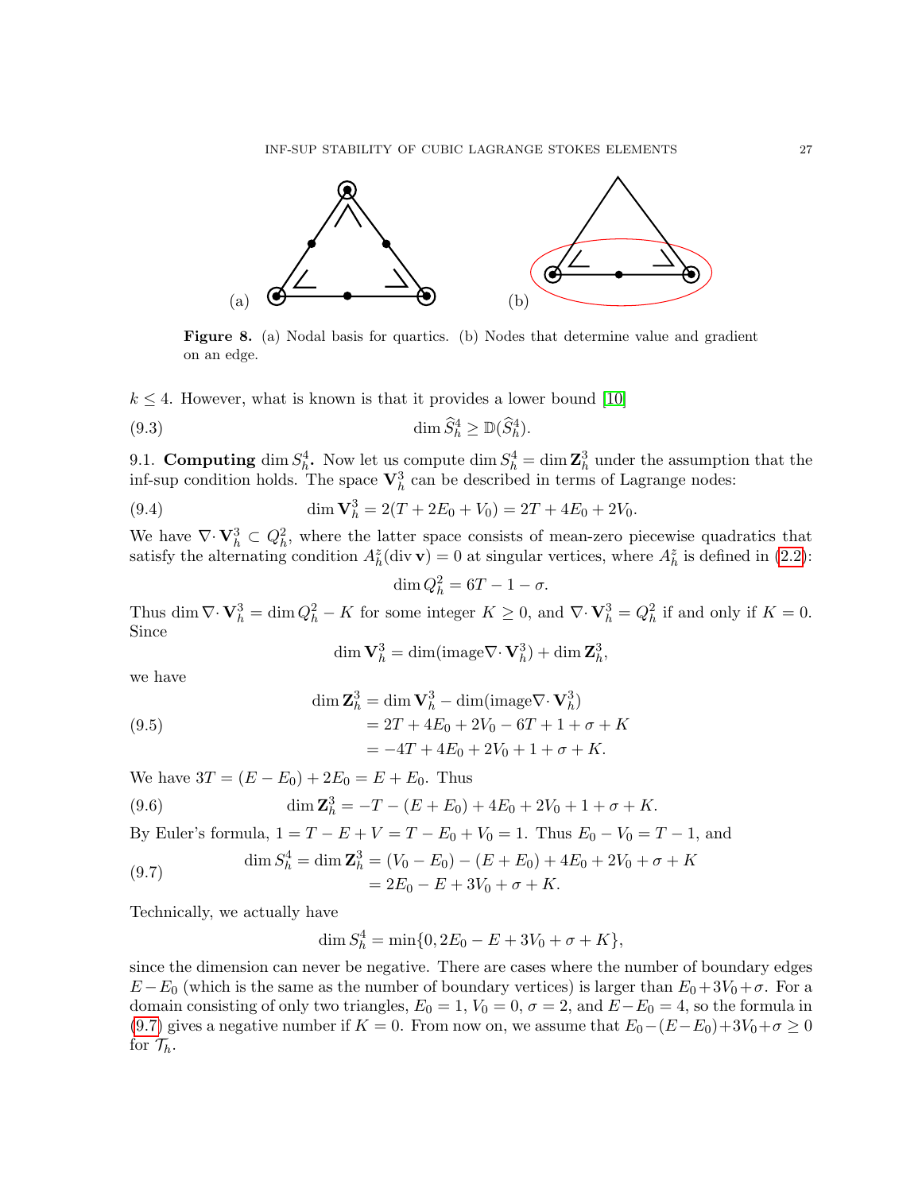**Figure 8.** (a) Nodal basis for quartics. (b) Nodes that determine value and gradient on an edge.

$k \le 4$. However, what is known is that it provides a lower bound [10]

$$\dim \widehat{S}_h^4 \ge \mathbb{D}(\widehat{S}_h^4). \tag{9.3}$$

9.1. **Computing** $\dim S_h^4$**.** Now let us compute $\dim S_h^4 = \dim \mathbf{Z}_h^3$ under the assumption that the inf-sup condition holds. The space $\mathbf{V}_h^3$ can be described in terms of Lagrange nodes:

$$\dim \mathbf{V}_h^3 = 2(T + 2E_0 + V_0) = 2T + 4E_0 + 2V_0. \tag{9.4}$$

We have $\nabla\cdot \mathbf{V}_h^3 \subset Q_h^2$, where the latter space consists of mean-zero piecewise quadratics that satisfy the alternating condition $A_h^z(\operatorname{div} \mathbf{v}) = 0$ at singular vertices, where $A_h^z$ is defined in (2.2):

$$\dim Q_h^2 = 6T - 1 - \sigma.$$

Thus $\dim \nabla\cdot \mathbf{V}_h^3 = \dim Q_h^2 - K$ for some integer $K \ge 0$, and $\nabla\cdot \mathbf{V}_h^3 = Q_h^2$ if and only if $K = 0$. Since

$$\dim \mathbf{V}_h^3 = \dim(\text{image}\nabla\cdot \mathbf{V}_h^3) + \dim \mathbf{Z}_h^3,$$

we have

$$\begin{aligned} \dim \mathbf{Z}_h^3 &= \dim \mathbf{V}_h^3 - \dim(\text{image}\nabla\cdot \mathbf{V}_h^3) \\ &= 2T + 4E_0 + 2V_0 - 6T + 1 + \sigma + K \\ &= -4T + 4E_0 + 2V_0 + 1 + \sigma + K. \end{aligned} \tag{9.5}$$

We have $3T = (E - E_0) + 2E_0 = E + E_0$. Thus

$$\dim \mathbf{Z}_h^3 = -T - (E + E_0) + 4E_0 + 2V_0 + 1 + \sigma + K. \tag{9.6}$$

By Euler's formula, $1 = T - E + V = T - E_0 + V_0 = 1$. Thus $E_0 - V_0 = T - 1$, and

$$\begin{aligned} \dim S_h^4 = \dim \mathbf{Z}_h^3 &= (V_0 - E_0) - (E + E_0) + 4E_0 + 2V_0 + \sigma + K \\ &= 2E_0 - E + 3V_0 + \sigma + K. \end{aligned} \tag{9.7}$$

Technically, we actually have

$$\dim S_h^4 = \min\{0, 2E_0 - E + 3V_0 + \sigma + K\},$$

since the dimension can never be negative. There are cases where the number of boundary edges $E - E_0$ (which is the same as the number of boundary vertices) is larger than $E_0 + 3V_0 + \sigma$. For a domain consisting of only two triangles, $E_0 = 1$, $V_0 = 0$, $\sigma = 2$, and $E - E_0 = 4$, so the formula in (9.7) gives a negative number if $K = 0$. From now on, we assume that $E_0 - (E - E_0) + 3V_0 + \sigma \ge 0$ for $\mathcal{T}_h$.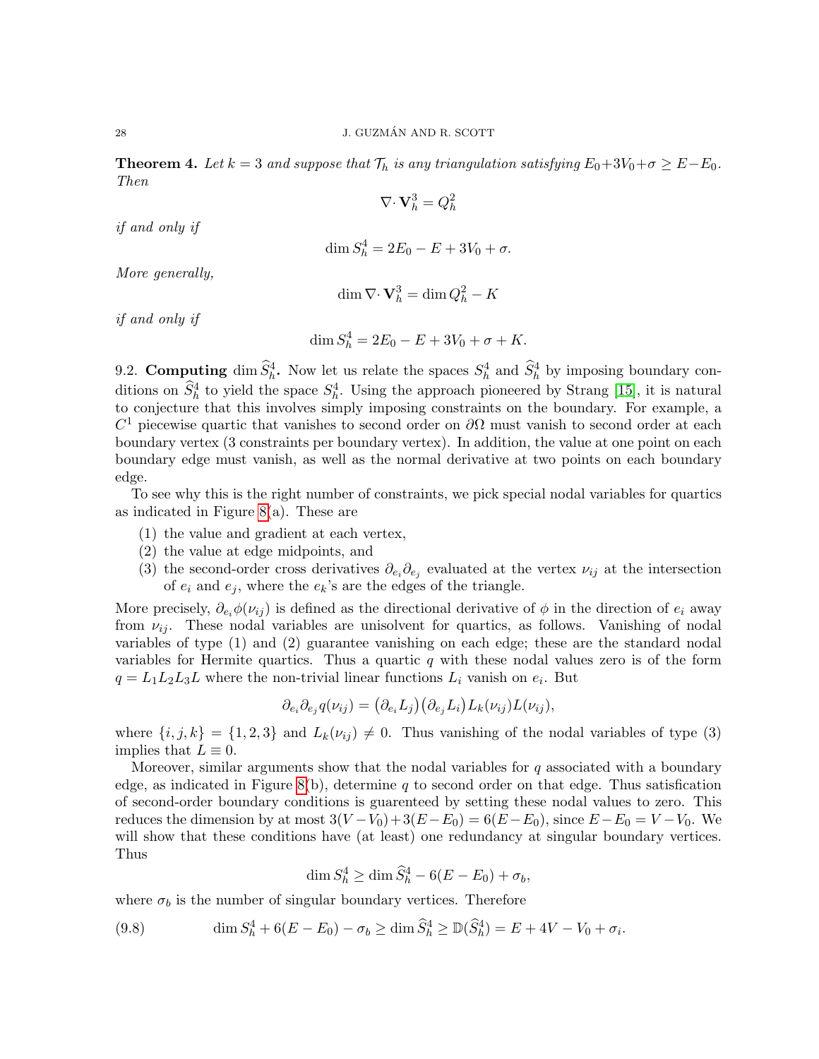**Theorem 4.** *Let $k = 3$ and suppose that $\mathcal{T}_h$ is any triangulation satisfying $E_0 + 3V_0 + \sigma \geq E - E_0$. Then*

$$\nabla \cdot \mathbf{V}_h^3 = Q_h^2$$

*if and only if*

$$\dim S_h^4 = 2E_0 - E + 3V_0 + \sigma.$$

*More generally,*

$$\dim \nabla \cdot \mathbf{V}_h^3 = \dim Q_h^2 - K$$

*if and only if*

$$\dim S_h^4 = 2E_0 - E + 3V_0 + \sigma + K.$$

9.2. **Computing $\dim \widehat{S}_h^4$.** Now let us relate the spaces $S_h^4$ and $\widehat{S}_h^4$ by imposing boundary conditions on $\widehat{S}_h^4$ to yield the space $S_h^4$. Using the approach pioneered by Strang [15], it is natural to conjecture that this involves simply imposing constraints on the boundary. For example, a $C^1$ piecewise quartic that vanishes to second order on $\partial\Omega$ must vanish to second order at each boundary vertex (3 constraints per boundary vertex). In addition, the value at one point on each boundary edge must vanish, as well as the normal derivative at two points on each boundary edge.

To see why this is the right number of constraints, we pick special nodal variables for quartics as indicated in Figure 8(a). These are

(1) the value and gradient at each vertex,
(2) the value at edge midpoints, and
(3) the second-order cross derivatives $\partial_{e_i}\partial_{e_j}$ evaluated at the vertex $\nu_{ij}$ at the intersection of $e_i$ and $e_j$, where the $e_k$'s are the edges of the triangle.

More precisely, $\partial_{e_i}\phi(\nu_{ij})$ is defined as the directional derivative of $\phi$ in the direction of $e_i$ away from $\nu_{ij}$. These nodal variables are unisolvent for quartics, as follows. Vanishing of nodal variables of type (1) and (2) guarantee vanishing on each edge; these are the standard nodal variables for Hermite quartics. Thus a quartic $q$ with these nodal values zero is of the form $q = L_1 L_2 L_3 L$ where the non-trivial linear functions $L_i$ vanish on $e_i$. But

$$\partial_{e_i}\partial_{e_j} q(\nu_{ij}) = \big(\partial_{e_i} L_j\big)\big(\partial_{e_j} L_i\big) L_k(\nu_{ij}) L(\nu_{ij}),$$

where $\{i, j, k\} = \{1, 2, 3\}$ and $L_k(\nu_{ij}) \neq 0$. Thus vanishing of the nodal variables of type (3) implies that $L \equiv 0$.

Moreover, similar arguments show that the nodal variables for $q$ associated with a boundary edge, as indicated in Figure 8(b), determine $q$ to second order on that edge. Thus satisfication of second-order boundary conditions is guarenteed by setting these nodal values to zero. This reduces the dimension by at most $3(V - V_0) + 3(E - E_0) = 6(E - E_0)$, since $E - E_0 = V - V_0$. We will show that these conditions have (at least) one redundancy at singular boundary vertices. Thus

$$\dim S_h^4 \geq \dim \widehat{S}_h^4 - 6(E - E_0) + \sigma_b,$$

where $\sigma_b$ is the number of singular boundary vertices. Therefore

$$\dim S_h^4 + 6(E - E_0) - \sigma_b \geq \dim \widehat{S}_h^4 \geq \mathbb{D}(\widehat{S}_h^4) = E + 4V - V_0 + \sigma_i. \tag{9.8}$$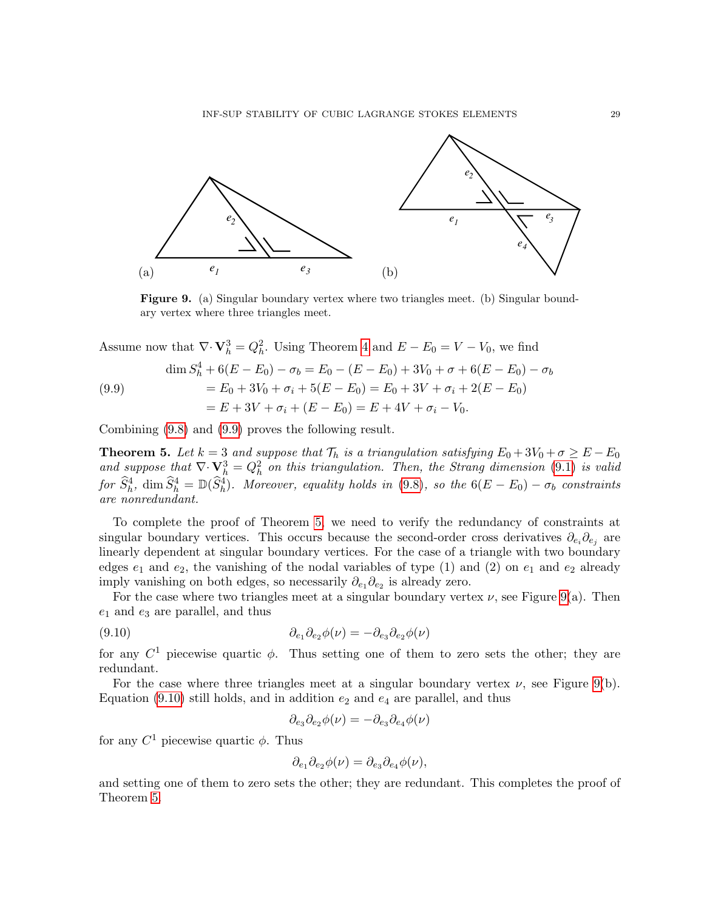**Figure 9.** (a) Singular boundary vertex where two triangles meet. (b) Singular boundary vertex where three triangles meet.

Assume now that $\nabla\cdot \mathbf{V}_h^3 = Q_h^2$. Using Theorem 4 and $E - E_0 = V - V_0$, we find

$$
\begin{aligned}
\dim S_h^4 + 6(E-E_0) - \sigma_b &= E_0 - (E-E_0) + 3V_0 + \sigma + 6(E-E_0) - \sigma_b \\
&= E_0 + 3V_0 + \sigma_i + 5(E-E_0) = E_0 + 3V + \sigma_i + 2(E-E_0) \\
&= E + 3V + \sigma_i + (E-E_0) = E + 4V + \sigma_i - V_0.
\end{aligned}
\tag{9.9}
$$

Combining (9.8) and (9.9) proves the following result.

**Theorem 5.** *Let $k=3$ and suppose that $\mathcal{T}_h$ is a triangulation satisfying $E_0 + 3V_0 + \sigma \geq E - E_0$ and suppose that $\nabla\cdot \mathbf{V}_h^3 = Q_h^2$ on this triangulation. Then, the Strang dimension (9.1) is valid for $\widehat{S}_h^4$, $\dim \widehat{S}_h^4 = \mathbb{D}(\widehat{S}_h^4)$. Moreover, equality holds in (9.8), so the $6(E-E_0) - \sigma_b$ constraints are nonredundant.*

To complete the proof of Theorem 5, we need to verify the redundancy of constraints at singular boundary vertices. This occurs because the second-order cross derivatives $\partial_{e_i}\partial_{e_j}$ are linearly dependent at singular boundary vertices. For the case of a triangle with two boundary edges $e_1$ and $e_2$, the vanishing of the nodal variables of type (1) and (2) on $e_1$ and $e_2$ already imply vanishing on both edges, so necessarily $\partial_{e_1}\partial_{e_2}$ is already zero.

For the case where two triangles meet at a singular boundary vertex $\nu$, see Figure 9(a). Then $e_1$ and $e_3$ are parallel, and thus

$$
\partial_{e_1}\partial_{e_2}\phi(\nu) = -\partial_{e_3}\partial_{e_2}\phi(\nu)
\tag{9.10}
$$

for any $C^1$ piecewise quartic $\phi$. Thus setting one of them to zero sets the other; they are redundant.

For the case where three triangles meet at a singular boundary vertex $\nu$, see Figure 9(b). Equation (9.10) still holds, and in addition $e_2$ and $e_4$ are parallel, and thus

$$
\partial_{e_3}\partial_{e_2}\phi(\nu) = -\partial_{e_3}\partial_{e_4}\phi(\nu)
$$

for any $C^1$ piecewise quartic $\phi$. Thus

$$
\partial_{e_1}\partial_{e_2}\phi(\nu) = \partial_{e_3}\partial_{e_4}\phi(\nu),
$$

and setting one of them to zero sets the other; they are redundant. This completes the proof of Theorem 5.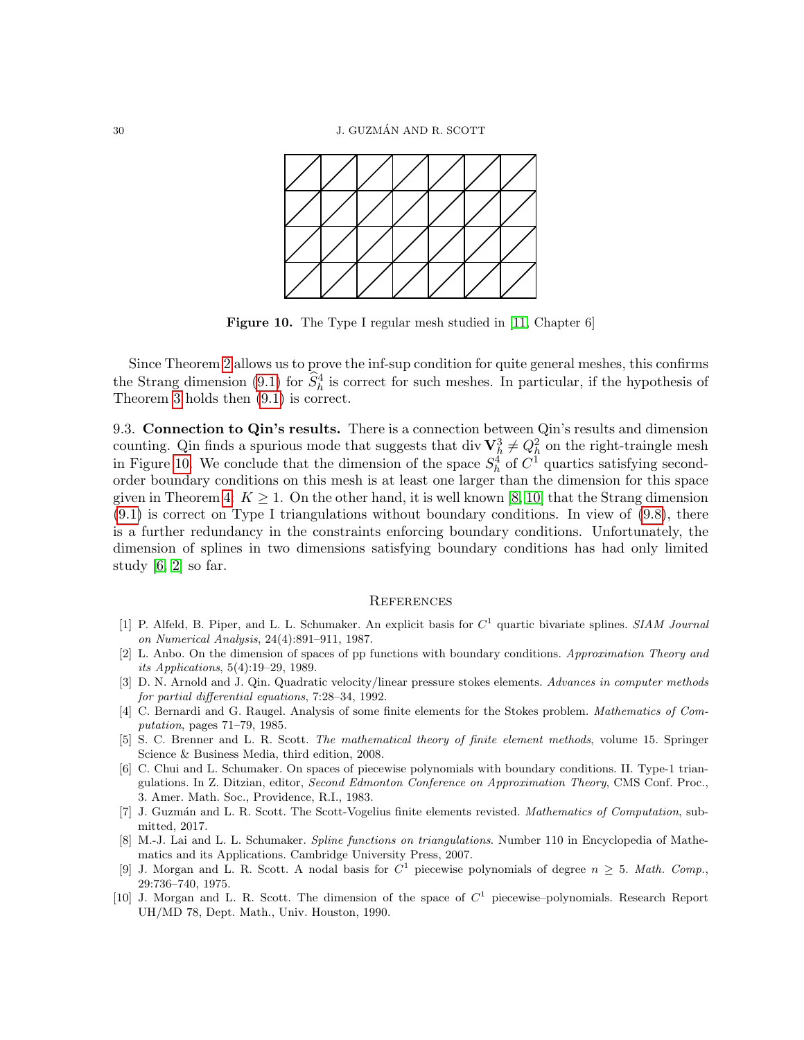**Figure 10.** The Type I regular mesh studied in [11, Chapter 6]

Since Theorem 2 allows us to prove the inf-sup condition for quite general meshes, this confirms the Strang dimension (9.1) for $\widehat{S}_h^4$ is correct for such meshes. In particular, if the hypothesis of Theorem 3 holds then (9.1) is correct.

9.3. **Connection to Qin's results.** There is a connection between Qin's results and dimension counting. Qin finds a spurious mode that suggests that $\operatorname{div} \mathbf{V}_h^3 \neq Q_h^2$ on the right-traingle mesh in Figure 10. We conclude that the dimension of the space $S_h^4$ of $C^1$ quartics satisfying second-order boundary conditions on this mesh is at least one larger than the dimension for this space given in Theorem 4: $K \geq 1$. On the other hand, it is well known [8, 10] that the Strang dimension (9.1) is correct on Type I triangulations without boundary conditions. In view of (9.8), there is a further redundancy in the constraints enforcing boundary conditions. Unfortunately, the dimension of splines in two dimensions satisfying boundary conditions has had only limited study [6, 2] so far.

## References

[1] P. Alfeld, B. Piper, and L. L. Schumaker. An explicit basis for $C^1$ quartic bivariate splines. *SIAM Journal on Numerical Analysis*, 24(4):891–911, 1987.

[2] L. Anbo. On the dimension of spaces of pp functions with boundary conditions. *Approximation Theory and its Applications*, 5(4):19–29, 1989.

[3] D. N. Arnold and J. Qin. Quadratic velocity/linear pressure stokes elements. *Advances in computer methods for partial differential equations*, 7:28–34, 1992.

[4] C. Bernardi and G. Raugel. Analysis of some finite elements for the Stokes problem. *Mathematics of Computation*, pages 71–79, 1985.

[5] S. C. Brenner and L. R. Scott. *The mathematical theory of finite element methods*, volume 15. Springer Science & Business Media, third edition, 2008.

[6] C. Chui and L. Schumaker. On spaces of piecewise polynomials with boundary conditions. II. Type-1 triangulations. In Z. Ditzian, editor, *Second Edmonton Conference on Approximation Theory*, CMS Conf. Proc., 3. Amer. Math. Soc., Providence, R.I., 1983.

[7] J. Guzmán and L. R. Scott. The Scott-Vogelius finite elements revisted. *Mathematics of Computation*, submitted, 2017.

[8] M.-J. Lai and L. L. Schumaker. *Spline functions on triangulations*. Number 110 in Encyclopedia of Mathematics and its Applications. Cambridge University Press, 2007.

[9] J. Morgan and L. R. Scott. A nodal basis for $C^1$ piecewise polynomials of degree $n \geq 5$. *Math. Comp.*, 29:736–740, 1975.

[10] J. Morgan and L. R. Scott. The dimension of the space of $C^1$ piecewise–polynomials. Research Report UH/MD 78, Dept. Math., Univ. Houston, 1990.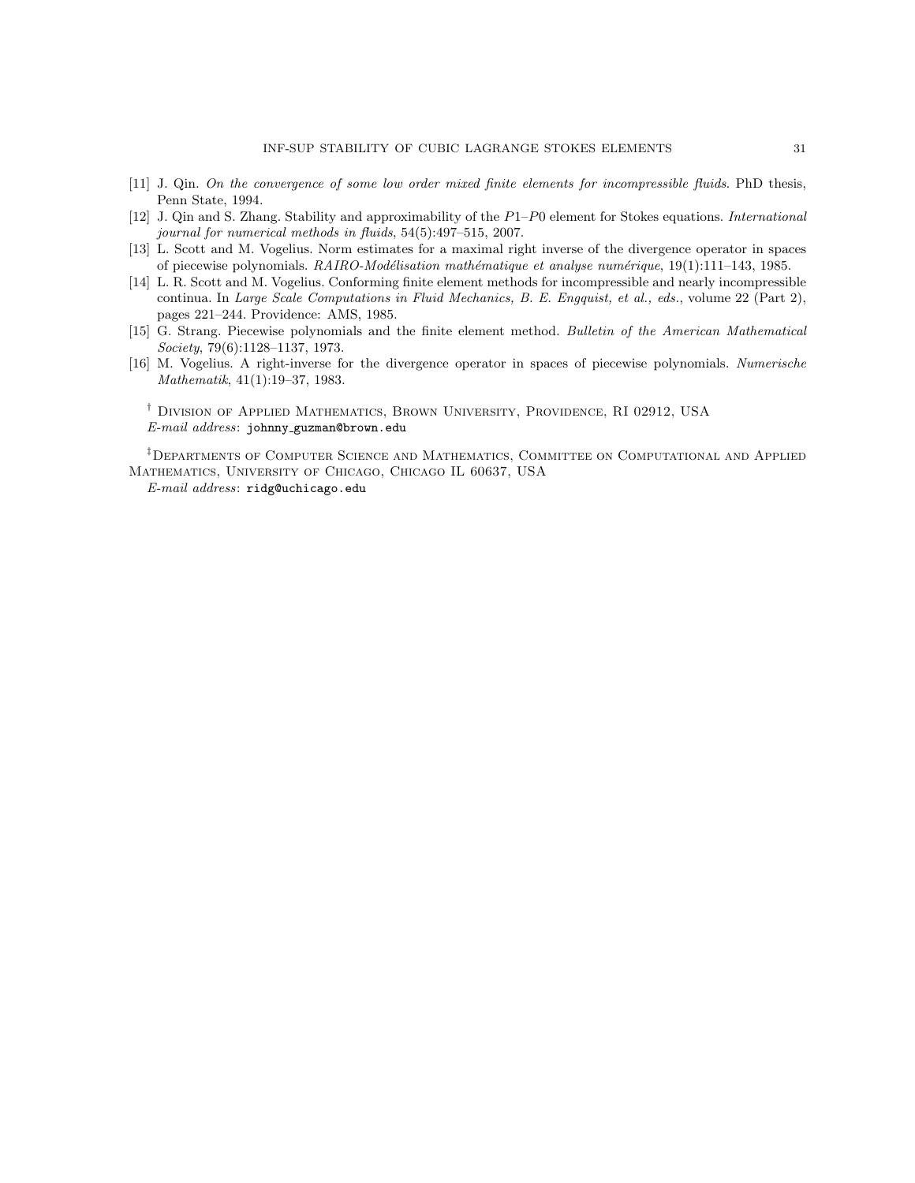[11] J. Qin. *On the convergence of some low order mixed finite elements for incompressible fluids*. PhD thesis, Penn State, 1994.

[12] J. Qin and S. Zhang. Stability and approximability of the $P1$–$P0$ element for Stokes equations. *International journal for numerical methods in fluids*, 54(5):497–515, 2007.

[13] L. Scott and M. Vogelius. Norm estimates for a maximal right inverse of the divergence operator in spaces of piecewise polynomials. *RAIRO-Modélisation mathématique et analyse numérique*, 19(1):111–143, 1985.

[14] L. R. Scott and M. Vogelius. Conforming finite element methods for incompressible and nearly incompressible continua. In *Large Scale Computations in Fluid Mechanics, B. E. Engquist, et al., eds.*, volume 22 (Part 2), pages 221–244. Providence: AMS, 1985.

[15] G. Strang. Piecewise polynomials and the finite element method. *Bulletin of the American Mathematical Society*, 79(6):1128–1137, 1973.

[16] M. Vogelius. A right-inverse for the divergence operator in spaces of piecewise polynomials. *Numerische Mathematik*, 41(1):19–37, 1983.

† Division of Applied Mathematics, Brown University, Providence, RI 02912, USA
*E-mail address*: `johnny_guzman@brown.edu`

‡ Departments of Computer Science and Mathematics, Committee on Computational and Applied Mathematics, University of Chicago, Chicago IL 60637, USA
*E-mail address*: `ridg@uchicago.edu`